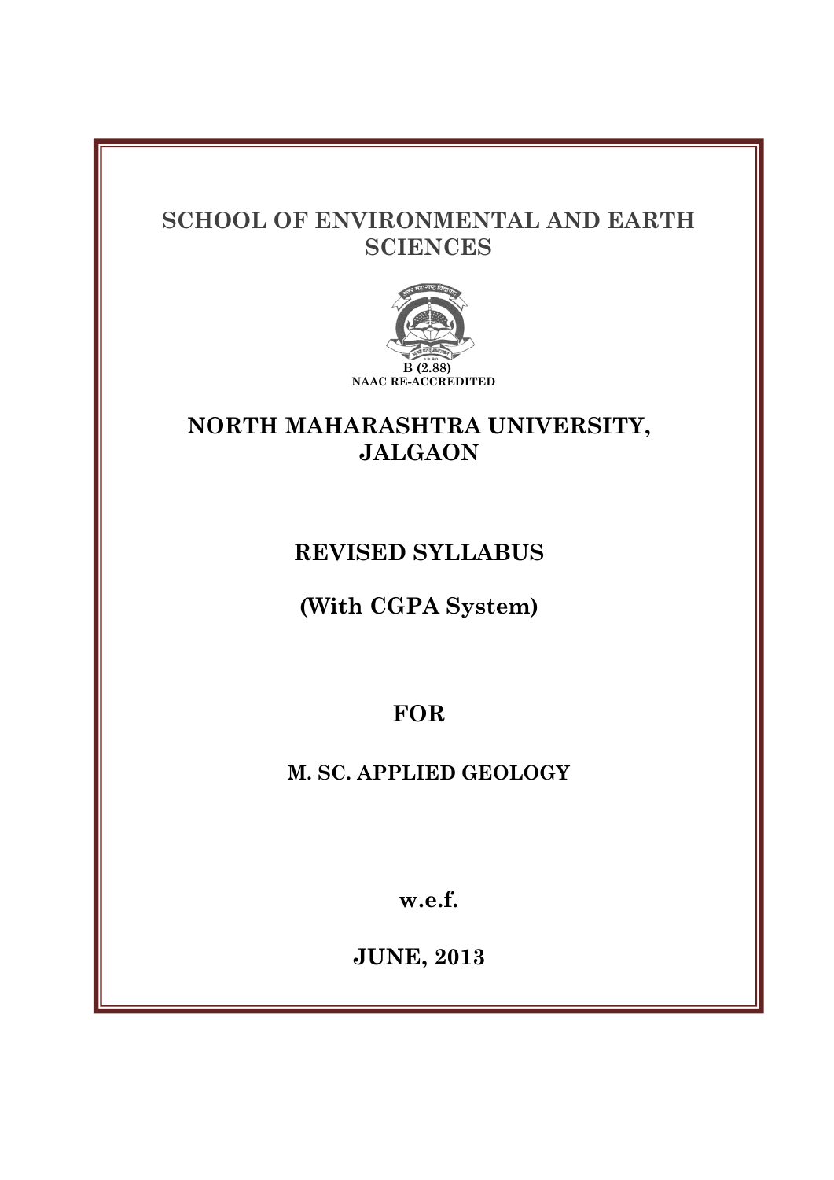# SCHOOL OF ENVIRONMENTAL AND EARTH SCIENCES

B (2.88)
NAAC RE-ACCREDITED

# NORTH MAHARASHTRA UNIVERSITY, JALGAON

## REVISED SYLLABUS

## (With CGPA System)

## FOR

### M. SC. APPLIED GEOLOGY

**w.e.f.**

**JUNE, 2013**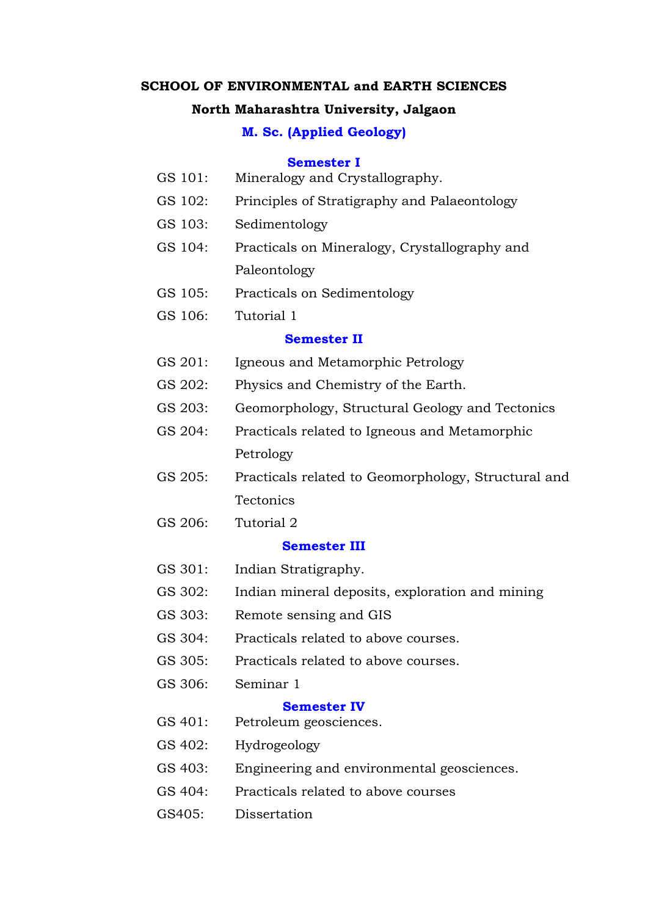**SCHOOL OF ENVIRONMENTAL and EARTH SCIENCES**

**North Maharashtra University, Jalgaon**

## M. Sc. (Applied Geology)

### Semester I

GS 101: Mineralogy and Crystallography.

GS 102: Principles of Stratigraphy and Palaeontology

GS 103: Sedimentology

GS 104: Practicals on Mineralogy, Crystallography and Paleontology

GS 105: Practicals on Sedimentology

GS 106: Tutorial 1

### Semester II

GS 201: Igneous and Metamorphic Petrology

GS 202: Physics and Chemistry of the Earth.

GS 203: Geomorphology, Structural Geology and Tectonics

GS 204: Practicals related to Igneous and Metamorphic Petrology

GS 205: Practicals related to Geomorphology, Structural and Tectonics

GS 206: Tutorial 2

### Semester III

GS 301: Indian Stratigraphy.

GS 302: Indian mineral deposits, exploration and mining

GS 303: Remote sensing and GIS

GS 304: Practicals related to above courses.

GS 305: Practicals related to above courses.

GS 306: Seminar 1

### Semester IV

GS 401: Petroleum geosciences.

GS 402: Hydrogeology

GS 403: Engineering and environmental geosciences.

GS 404: Practicals related to above courses

GS405: Dissertation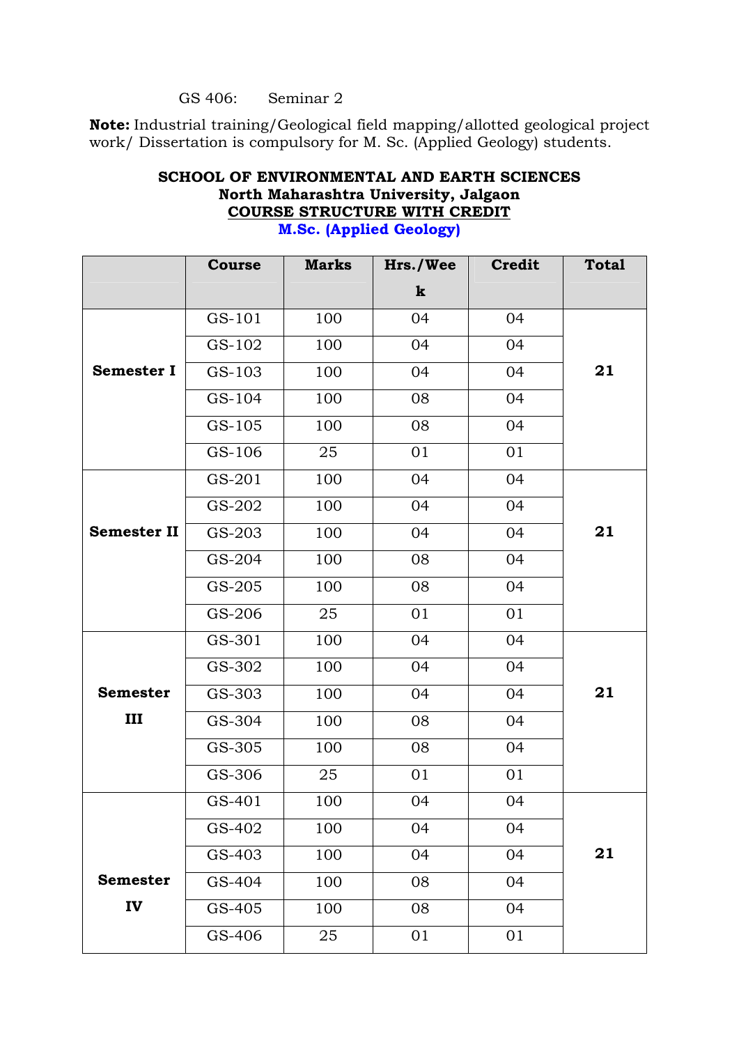GS 406: Seminar 2

**Note:** Industrial training/Geological field mapping/allotted geological project work/ Dissertation is compulsory for M. Sc. (Applied Geology) students.

**SCHOOL OF ENVIRONMENTAL AND EARTH SCIENCES**
**North Maharashtra University, Jalgaon**
**COURSE STRUCTURE WITH CREDIT**
**M.Sc. (Applied Geology)**

| | Course | Marks | Hrs./Week | Credit | Total |
|---|---|---|---|---|---|
| **Semester I** | GS-101 | 100 | 04 | 04 | **21** |
| | GS-102 | 100 | 04 | 04 | |
| | GS-103 | 100 | 04 | 04 | |
| | GS-104 | 100 | 08 | 04 | |
| | GS-105 | 100 | 08 | 04 | |
| | GS-106 | 25 | 01 | 01 | |
| **Semester II** | GS-201 | 100 | 04 | 04 | **21** |
| | GS-202 | 100 | 04 | 04 | |
| | GS-203 | 100 | 04 | 04 | |
| | GS-204 | 100 | 08 | 04 | |
| | GS-205 | 100 | 08 | 04 | |
| | GS-206 | 25 | 01 | 01 | |
| **Semester III** | GS-301 | 100 | 04 | 04 | **21** |
| | GS-302 | 100 | 04 | 04 | |
| | GS-303 | 100 | 04 | 04 | |
| | GS-304 | 100 | 08 | 04 | |
| | GS-305 | 100 | 08 | 04 | |
| | GS-306 | 25 | 01 | 01 | |
| **Semester IV** | GS-401 | 100 | 04 | 04 | **21** |
| | GS-402 | 100 | 04 | 04 | |
| | GS-403 | 100 | 04 | 04 | |
| | GS-404 | 100 | 08 | 04 | |
| | GS-405 | 100 | 08 | 04 | |
| | GS-406 | 25 | 01 | 01 | |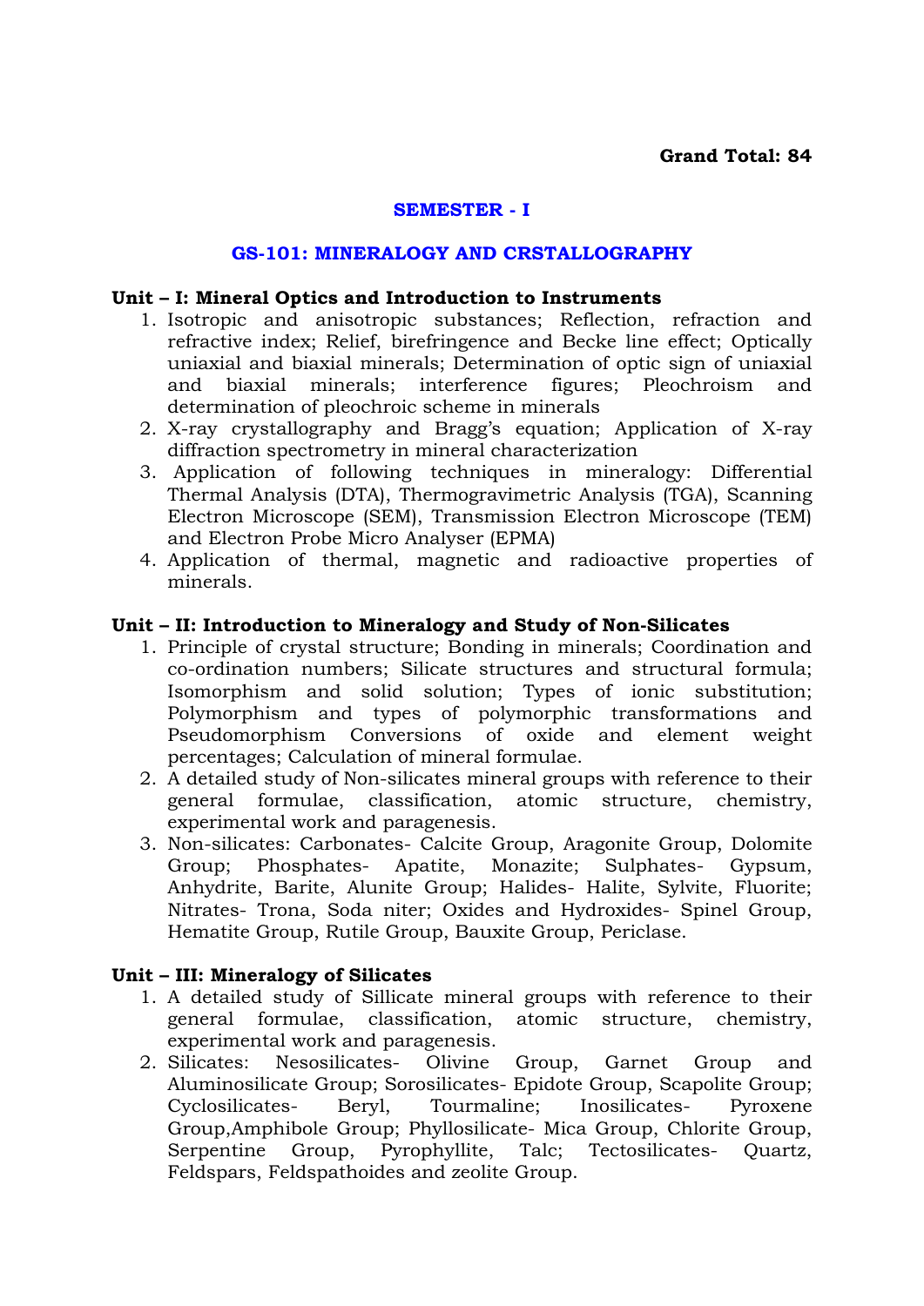**Grand Total: 84**

## SEMESTER - I

## GS-101: MINERALOGY AND CRSTALLOGRAPHY

### Unit – I: Mineral Optics and Introduction to Instruments

1. Isotropic and anisotropic substances; Reflection, refraction and refractive index; Relief, birefringence and Becke line effect; Optically uniaxial and biaxial minerals; Determination of optic sign of uniaxial and biaxial minerals; interference figures; Pleochroism and determination of pleochroic scheme in minerals
2. X-ray crystallography and Bragg's equation; Application of X-ray diffraction spectrometry in mineral characterization
3. Application of following techniques in mineralogy: Differential Thermal Analysis (DTA), Thermogravimetric Analysis (TGA), Scanning Electron Microscope (SEM), Transmission Electron Microscope (TEM) and Electron Probe Micro Analyser (EPMA)
4. Application of thermal, magnetic and radioactive properties of minerals.

### Unit – II: Introduction to Mineralogy and Study of Non-Silicates

1. Principle of crystal structure; Bonding in minerals; Coordination and co-ordination numbers; Silicate structures and structural formula; Isomorphism and solid solution; Types of ionic substitution; Polymorphism and types of polymorphic transformations and Pseudomorphism Conversions of oxide and element weight percentages; Calculation of mineral formulae.
2. A detailed study of Non-silicates mineral groups with reference to their general formulae, classification, atomic structure, chemistry, experimental work and paragenesis.
3. Non-silicates: Carbonates- Calcite Group, Aragonite Group, Dolomite Group; Phosphates- Apatite, Monazite; Sulphates- Gypsum, Anhydrite, Barite, Alunite Group; Halides- Halite, Sylvite, Fluorite; Nitrates- Trona, Soda niter; Oxides and Hydroxides- Spinel Group, Hematite Group, Rutile Group, Bauxite Group, Periclase.

### Unit – III: Mineralogy of Silicates

1. A detailed study of Sillicate mineral groups with reference to their general formulae, classification, atomic structure, chemistry, experimental work and paragenesis.
2. Silicates: Nesosilicates- Olivine Group, Garnet Group and Aluminosilicate Group; Sorosilicates- Epidote Group, Scapolite Group; Cyclosilicates- Beryl, Tourmaline; Inosilicates- Pyroxene Group,Amphibole Group; Phyllosilicate- Mica Group, Chlorite Group, Serpentine Group, Pyrophyllite, Talc; Tectosilicates- Quartz, Feldspars, Feldspathoides and zeolite Group.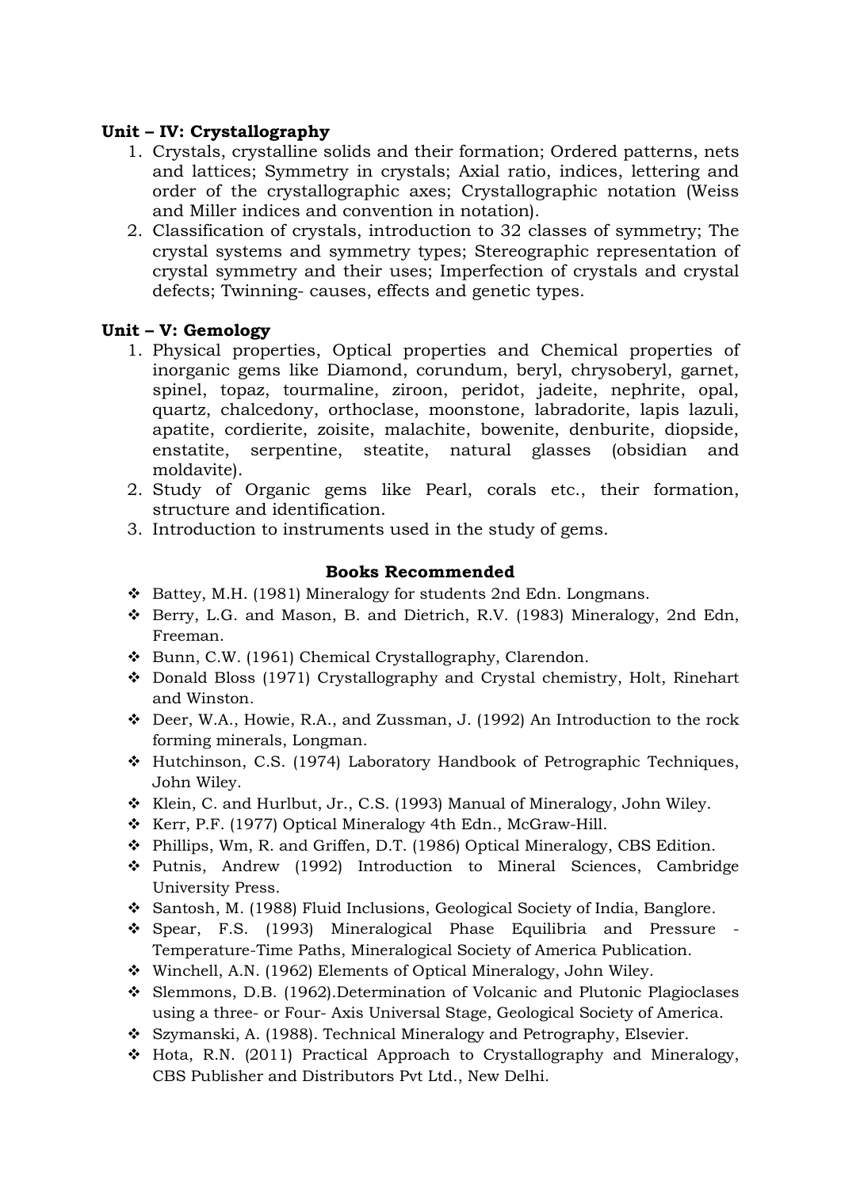**Unit – IV: Crystallography**

1. Crystals, crystalline solids and their formation; Ordered patterns, nets and lattices; Symmetry in crystals; Axial ratio, indices, lettering and order of the crystallographic axes; Crystallographic notation (Weiss and Miller indices and convention in notation).
2. Classification of crystals, introduction to 32 classes of symmetry; The crystal systems and symmetry types; Stereographic representation of crystal symmetry and their uses; Imperfection of crystals and crystal defects; Twinning- causes, effects and genetic types.

**Unit – V: Gemology**

1. Physical properties, Optical properties and Chemical properties of inorganic gems like Diamond, corundum, beryl, chrysoberyl, garnet, spinel, topaz, tourmaline, ziroon, peridot, jadeite, nephrite, opal, quartz, chalcedony, orthoclase, moonstone, labradorite, lapis lazuli, apatite, cordierite, zoisite, malachite, bowenite, denburite, diopside, enstatite, serpentine, steatite, natural glasses (obsidian and moldavite).
2. Study of Organic gems like Pearl, corals etc., their formation, structure and identification.
3. Introduction to instruments used in the study of gems.

**Books Recommended**

- Battey, M.H. (1981) Mineralogy for students 2nd Edn. Longmans.
- Berry, L.G. and Mason, B. and Dietrich, R.V. (1983) Mineralogy, 2nd Edn, Freeman.
- Bunn, C.W. (1961) Chemical Crystallography, Clarendon.
- Donald Bloss (1971) Crystallography and Crystal chemistry, Holt, Rinehart and Winston.
- Deer, W.A., Howie, R.A., and Zussman, J. (1992) An Introduction to the rock forming minerals, Longman.
- Hutchinson, C.S. (1974) Laboratory Handbook of Petrographic Techniques, John Wiley.
- Klein, C. and Hurlbut, Jr., C.S. (1993) Manual of Mineralogy, John Wiley.
- Kerr, P.F. (1977) Optical Mineralogy 4th Edn., McGraw-Hill.
- Phillips, Wm, R. and Griffen, D.T. (1986) Optical Mineralogy, CBS Edition.
- Putnis, Andrew (1992) Introduction to Mineral Sciences, Cambridge University Press.
- Santosh, M. (1988) Fluid Inclusions, Geological Society of India, Banglore.
- Spear, F.S. (1993) Mineralogical Phase Equilibria and Pressure - Temperature-Time Paths, Mineralogical Society of America Publication.
- Winchell, A.N. (1962) Elements of Optical Mineralogy, John Wiley.
- Slemmons, D.B. (1962).Determination of Volcanic and Plutonic Plagioclases using a three- or Four- Axis Universal Stage, Geological Society of America.
- Szymanski, A. (1988). Technical Mineralogy and Petrography, Elsevier.
- Hota, R.N. (2011) Practical Approach to Crystallography and Mineralogy, CBS Publisher and Distributors Pvt Ltd., New Delhi.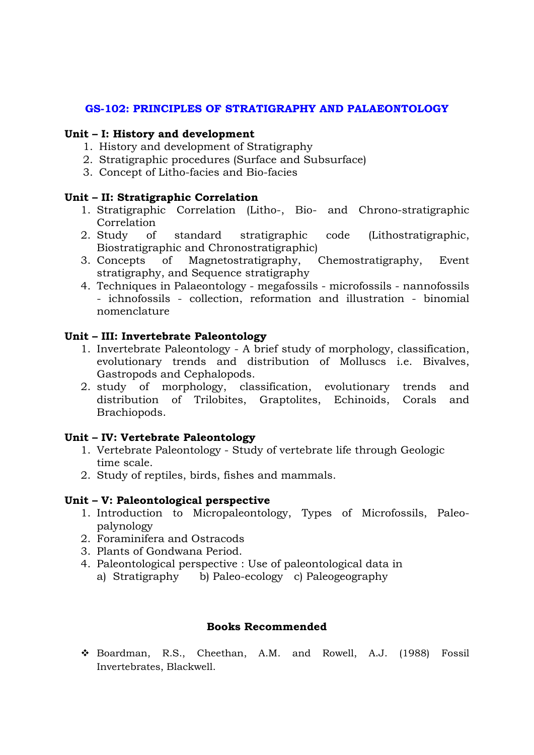## GS-102: PRINCIPLES OF STRATIGRAPHY AND PALAEONTOLOGY

**Unit – I: History and development**

1. History and development of Stratigraphy
2. Stratigraphic procedures (Surface and Subsurface)
3. Concept of Litho-facies and Bio-facies

**Unit – II: Stratigraphic Correlation**

1. Stratigraphic Correlation (Litho-, Bio- and Chrono-stratigraphic Correlation
2. Study of standard stratigraphic code (Lithostratigraphic, Biostratigraphic and Chronostratigraphic)
3. Concepts of Magnetostratigraphy, Chemostratigraphy, Event stratigraphy, and Sequence stratigraphy
4. Techniques in Palaeontology - megafossils - microfossils - nannofossils - ichnofossils - collection, reformation and illustration - binomial nomenclature

**Unit – III: Invertebrate Paleontology**

1. Invertebrate Paleontology - A brief study of morphology, classification, evolutionary trends and distribution of Molluscs i.e. Bivalves, Gastropods and Cephalopods.
2. study of morphology, classification, evolutionary trends and distribution of Trilobites, Graptolites, Echinoids, Corals and Brachiopods.

**Unit – IV: Vertebrate Paleontology**

1. Vertebrate Paleontology - Study of vertebrate life through Geologic time scale.
2. Study of reptiles, birds, fishes and mammals.

**Unit – V: Paleontological perspective**

1. Introduction to Micropaleontology, Types of Microfossils, Paleo-palynology
2. Foraminifera and Ostracods
3. Plants of Gondwana Period.
4. Paleontological perspective : Use of paleontological data in
   a) Stratigraphy b) Paleo-ecology c) Paleogeography

**Books Recommended**

- Boardman, R.S., Cheethan, A.M. and Rowell, A.J. (1988) Fossil Invertebrates, Blackwell.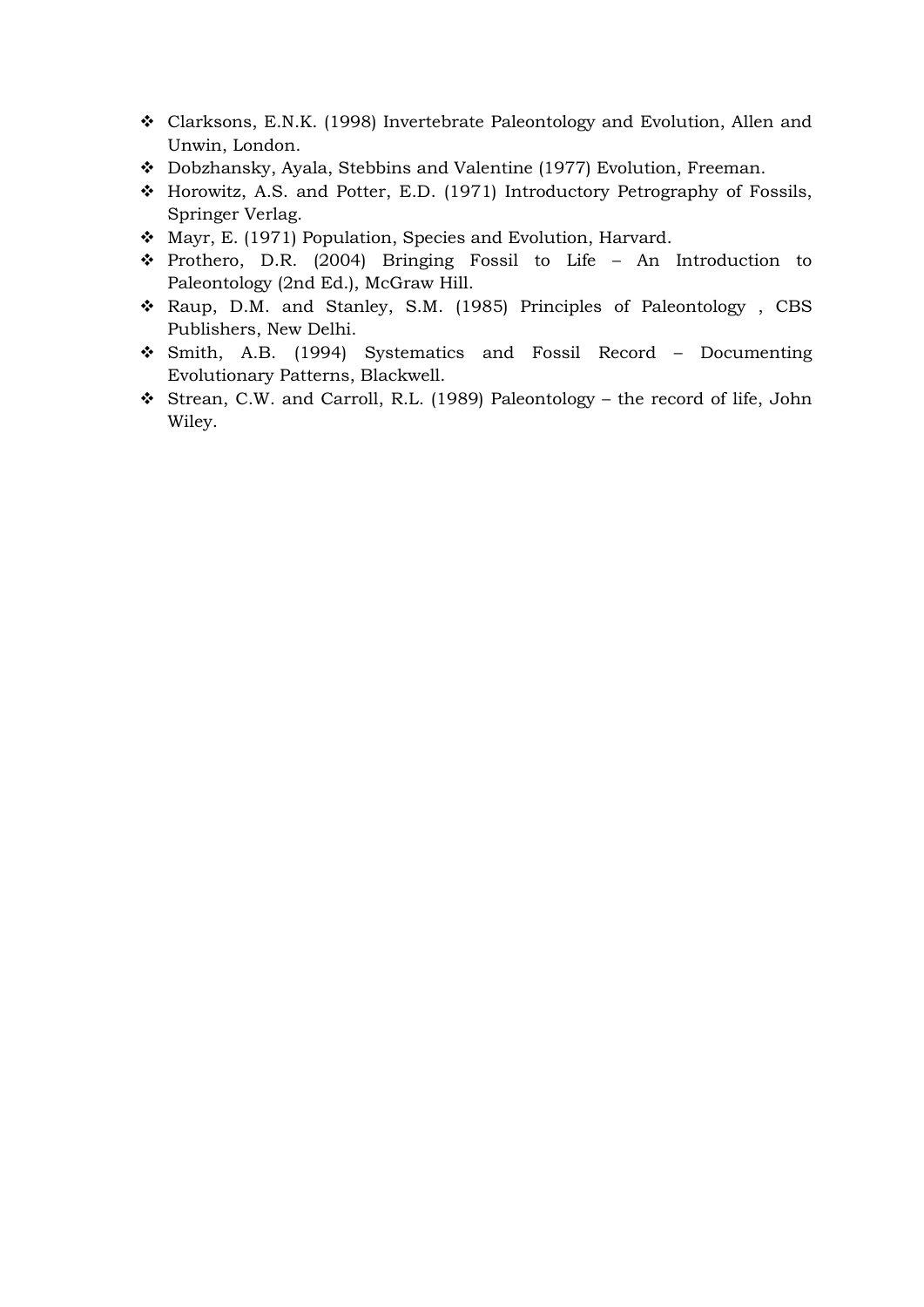- Clarksons, E.N.K. (1998) Invertebrate Paleontology and Evolution, Allen and Unwin, London.
- Dobzhansky, Ayala, Stebbins and Valentine (1977) Evolution, Freeman.
- Horowitz, A.S. and Potter, E.D. (1971) Introductory Petrography of Fossils, Springer Verlag.
- Mayr, E. (1971) Population, Species and Evolution, Harvard.
- Prothero, D.R. (2004) Bringing Fossil to Life – An Introduction to Paleontology (2nd Ed.), McGraw Hill.
- Raup, D.M. and Stanley, S.M. (1985) Principles of Paleontology , CBS Publishers, New Delhi.
- Smith, A.B. (1994) Systematics and Fossil Record – Documenting Evolutionary Patterns, Blackwell.
- Strean, C.W. and Carroll, R.L. (1989) Paleontology – the record of life, John Wiley.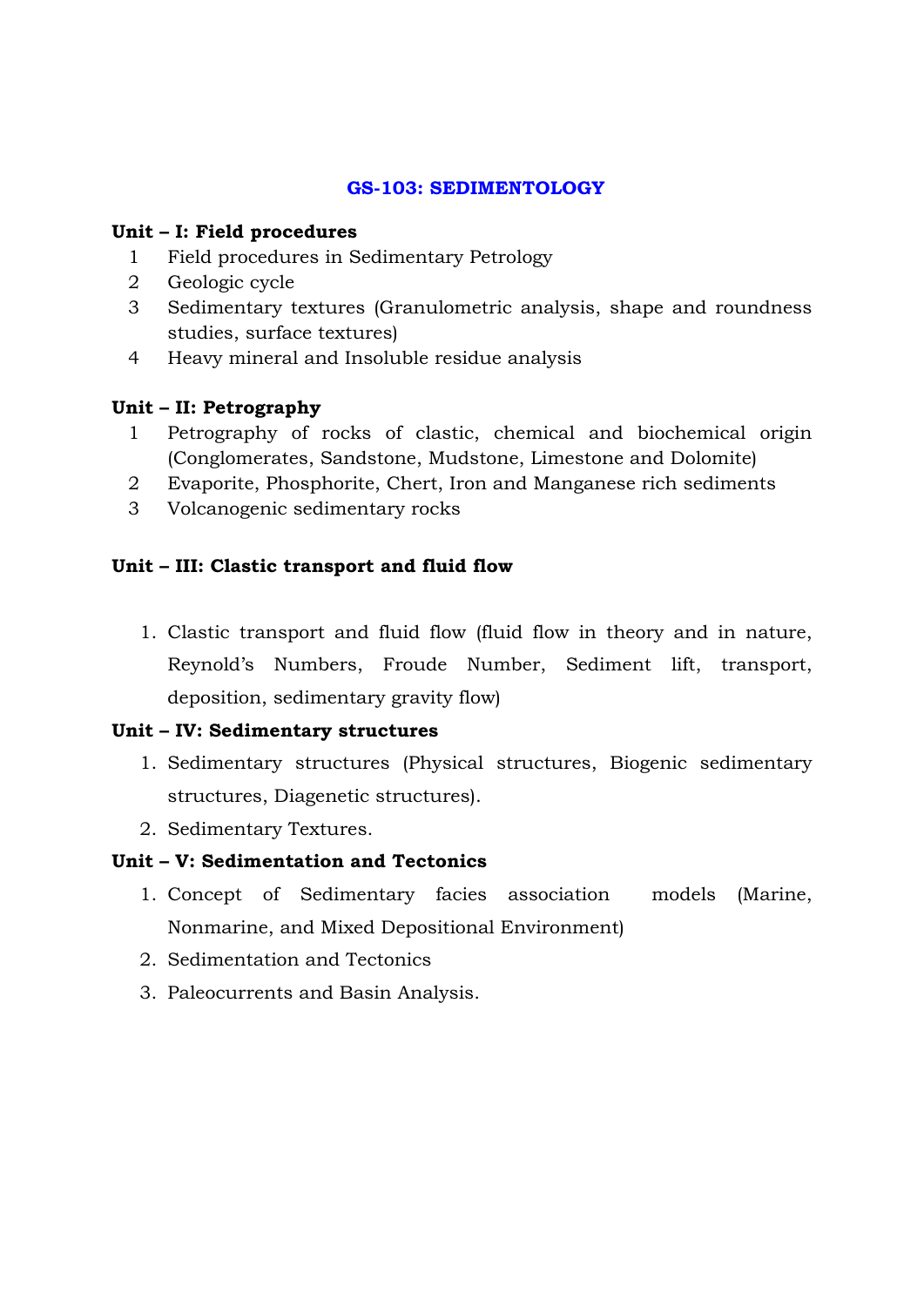## GS-103: SEDIMENTOLOGY

**Unit – I: Field procedures**

1. Field procedures in Sedimentary Petrology
2. Geologic cycle
3. Sedimentary textures (Granulometric analysis, shape and roundness studies, surface textures)
4. Heavy mineral and Insoluble residue analysis

**Unit – II: Petrography**

1. Petrography of rocks of clastic, chemical and biochemical origin (Conglomerates, Sandstone, Mudstone, Limestone and Dolomite)
2. Evaporite, Phosphorite, Chert, Iron and Manganese rich sediments
3. Volcanogenic sedimentary rocks

**Unit – III: Clastic transport and fluid flow**

1. Clastic transport and fluid flow (fluid flow in theory and in nature, Reynold's Numbers, Froude Number, Sediment lift, transport, deposition, sedimentary gravity flow)

**Unit – IV: Sedimentary structures**

1. Sedimentary structures (Physical structures, Biogenic sedimentary structures, Diagenetic structures).
2. Sedimentary Textures.

**Unit – V: Sedimentation and Tectonics**

1. Concept of Sedimentary facies association models (Marine, Nonmarine, and Mixed Depositional Environment)
2. Sedimentation and Tectonics
3. Paleocurrents and Basin Analysis.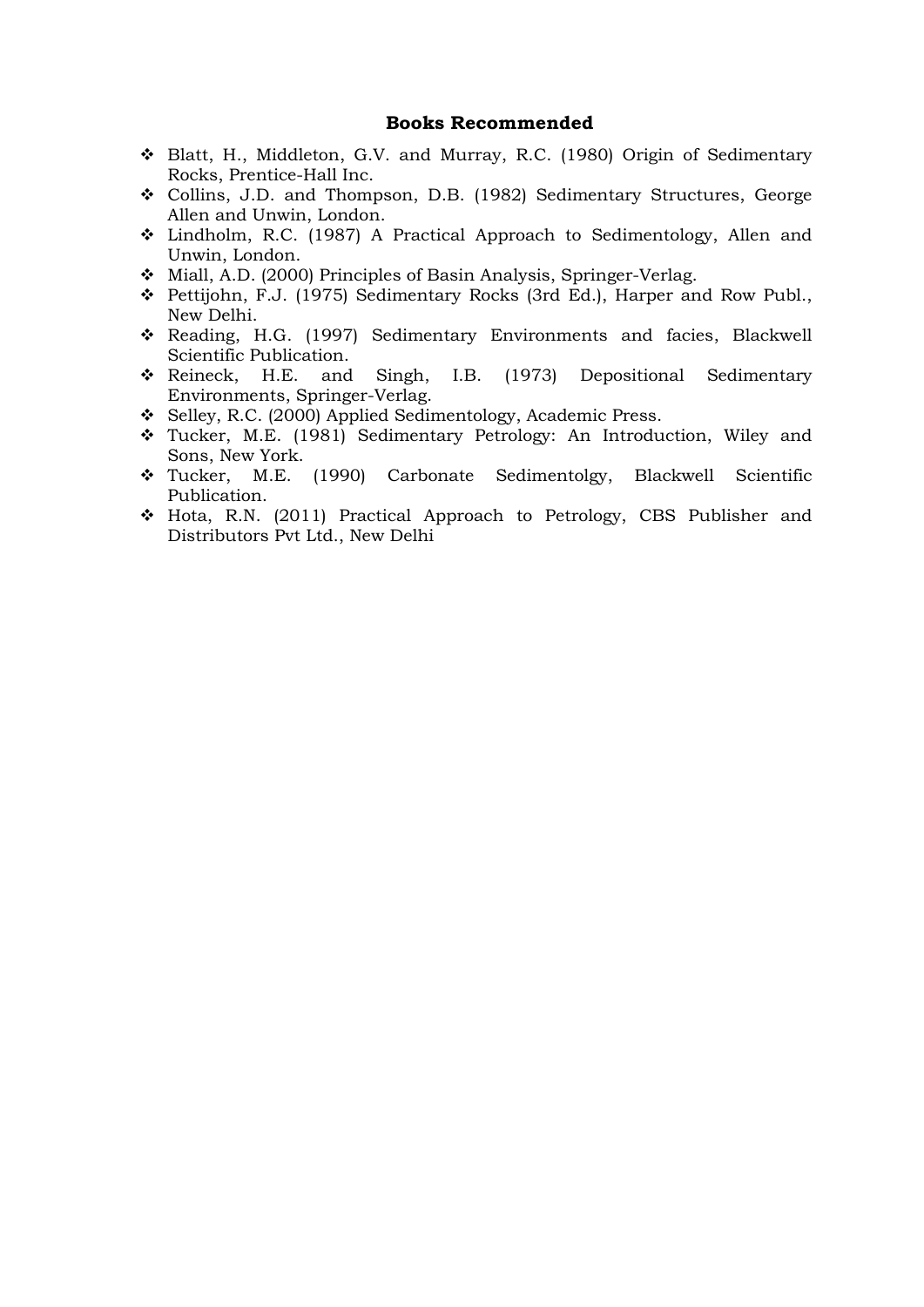**Books Recommended**

- Blatt, H., Middleton, G.V. and Murray, R.C. (1980) Origin of Sedimentary Rocks, Prentice-Hall Inc.
- Collins, J.D. and Thompson, D.B. (1982) Sedimentary Structures, George Allen and Unwin, London.
- Lindholm, R.C. (1987) A Practical Approach to Sedimentology, Allen and Unwin, London.
- Miall, A.D. (2000) Principles of Basin Analysis, Springer-Verlag.
- Pettijohn, F.J. (1975) Sedimentary Rocks (3rd Ed.), Harper and Row Publ., New Delhi.
- Reading, H.G. (1997) Sedimentary Environments and facies, Blackwell Scientific Publication.
- Reineck, H.E. and Singh, I.B. (1973) Depositional Sedimentary Environments, Springer-Verlag.
- Selley, R.C. (2000) Applied Sedimentology, Academic Press.
- Tucker, M.E. (1981) Sedimentary Petrology: An Introduction, Wiley and Sons, New York.
- Tucker, M.E. (1990) Carbonate Sedimentolgy, Blackwell Scientific Publication.
- Hota, R.N. (2011) Practical Approach to Petrology, CBS Publisher and Distributors Pvt Ltd., New Delhi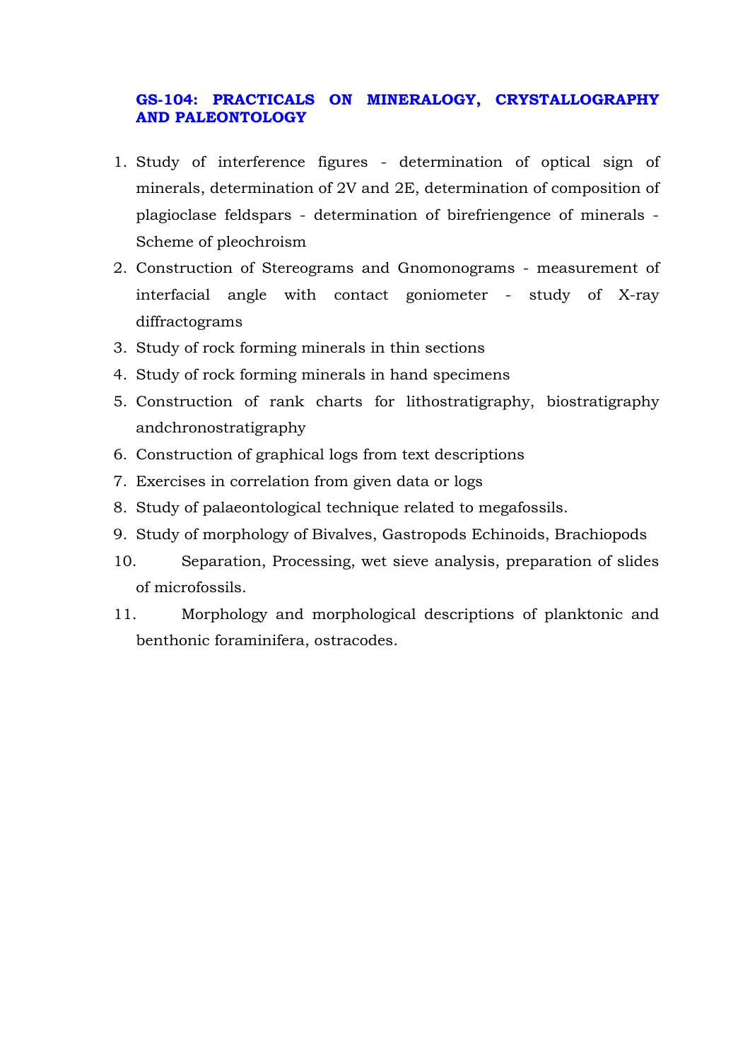### GS-104: PRACTICALS ON MINERALOGY, CRYSTALLOGRAPHY AND PALEONTOLOGY

1. Study of interference figures - determination of optical sign of minerals, determination of 2V and 2E, determination of composition of plagioclase feldspars - determination of birefriengence of minerals - Scheme of pleochroism
2. Construction of Stereograms and Gnomonograms - measurement of interfacial angle with contact goniometer - study of X-ray diffractograms
3. Study of rock forming minerals in thin sections
4. Study of rock forming minerals in hand specimens
5. Construction of rank charts for lithostratigraphy, biostratigraphy andchronostratigraphy
6. Construction of graphical logs from text descriptions
7. Exercises in correlation from given data or logs
8. Study of palaeontological technique related to megafossils.
9. Study of morphology of Bivalves, Gastropods Echinoids, Brachiopods
10. Separation, Processing, wet sieve analysis, preparation of slides of microfossils.
11. Morphology and morphological descriptions of planktonic and benthonic foraminifera, ostracodes.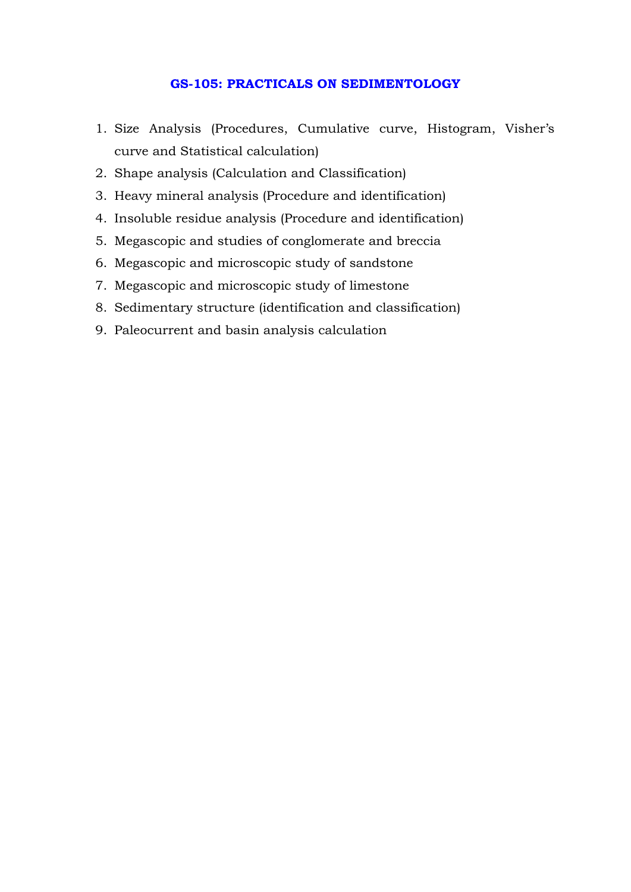## GS-105: PRACTICALS ON SEDIMENTOLOGY

1. Size Analysis (Procedures, Cumulative curve, Histogram, Visher's curve and Statistical calculation)
2. Shape analysis (Calculation and Classification)
3. Heavy mineral analysis (Procedure and identification)
4. Insoluble residue analysis (Procedure and identification)
5. Megascopic and studies of conglomerate and breccia
6. Megascopic and microscopic study of sandstone
7. Megascopic and microscopic study of limestone
8. Sedimentary structure (identification and classification)
9. Paleocurrent and basin analysis calculation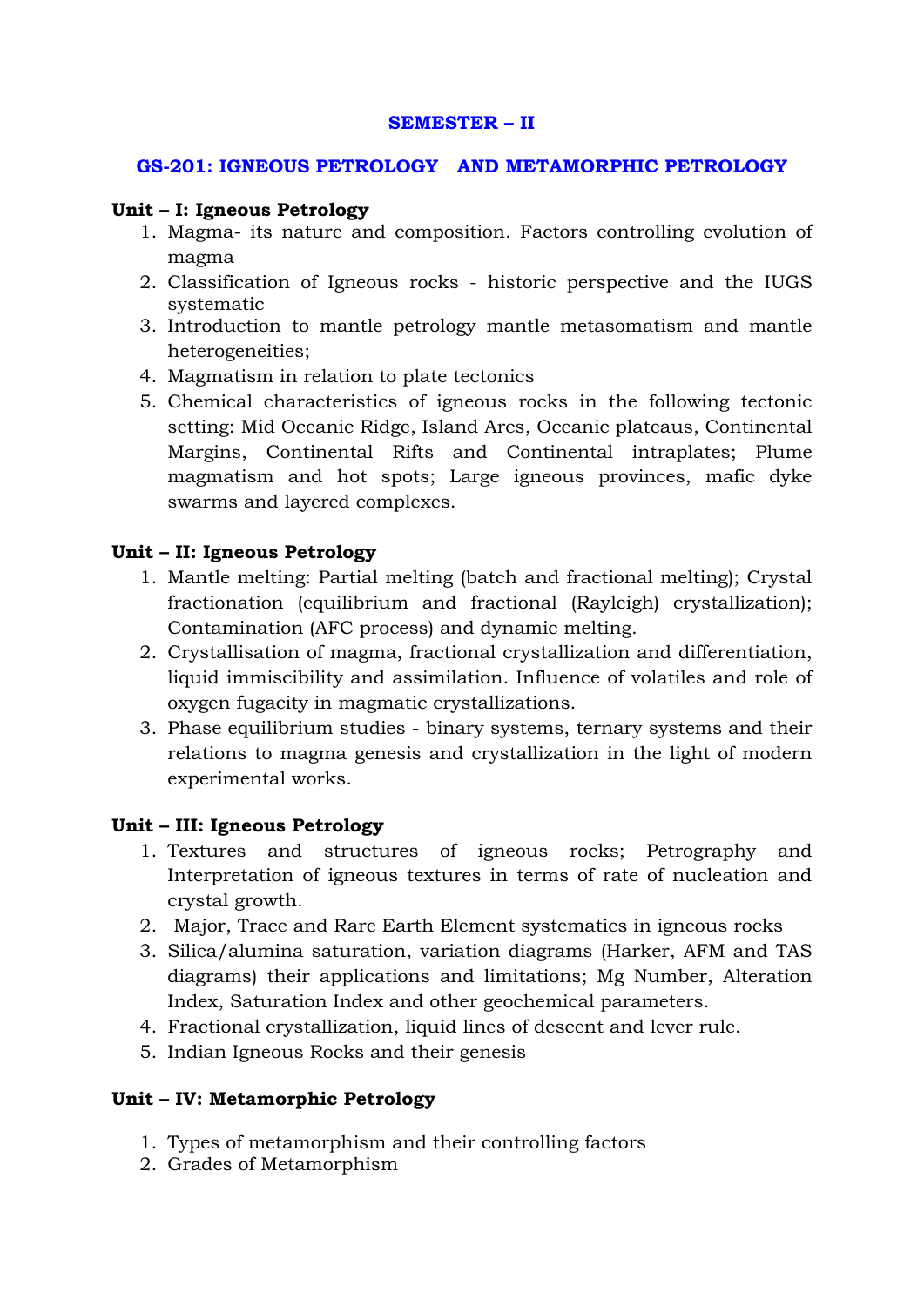## SEMESTER – II

### GS-201: IGNEOUS PETROLOGY AND METAMORPHIC PETROLOGY

**Unit – I: Igneous Petrology**

1. Magma- its nature and composition. Factors controlling evolution of magma
2. Classification of Igneous rocks - historic perspective and the IUGS systematic
3. Introduction to mantle petrology mantle metasomatism and mantle heterogeneities;
4. Magmatism in relation to plate tectonics
5. Chemical characteristics of igneous rocks in the following tectonic setting: Mid Oceanic Ridge, Island Arcs, Oceanic plateaus, Continental Margins, Continental Rifts and Continental intraplates; Plume magmatism and hot spots; Large igneous provinces, mafic dyke swarms and layered complexes.

**Unit – II: Igneous Petrology**

1. Mantle melting: Partial melting (batch and fractional melting); Crystal fractionation (equilibrium and fractional (Rayleigh) crystallization); Contamination (AFC process) and dynamic melting.
2. Crystallisation of magma, fractional crystallization and differentiation, liquid immiscibility and assimilation. Influence of volatiles and role of oxygen fugacity in magmatic crystallizations.
3. Phase equilibrium studies - binary systems, ternary systems and their relations to magma genesis and crystallization in the light of modern experimental works.

**Unit – III: Igneous Petrology**

1. Textures and structures of igneous rocks; Petrography and Interpretation of igneous textures in terms of rate of nucleation and crystal growth.
2. Major, Trace and Rare Earth Element systematics in igneous rocks
3. Silica/alumina saturation, variation diagrams (Harker, AFM and TAS diagrams) their applications and limitations; Mg Number, Alteration Index, Saturation Index and other geochemical parameters.
4. Fractional crystallization, liquid lines of descent and lever rule.
5. Indian Igneous Rocks and their genesis

**Unit – IV: Metamorphic Petrology**

1. Types of metamorphism and their controlling factors
2. Grades of Metamorphism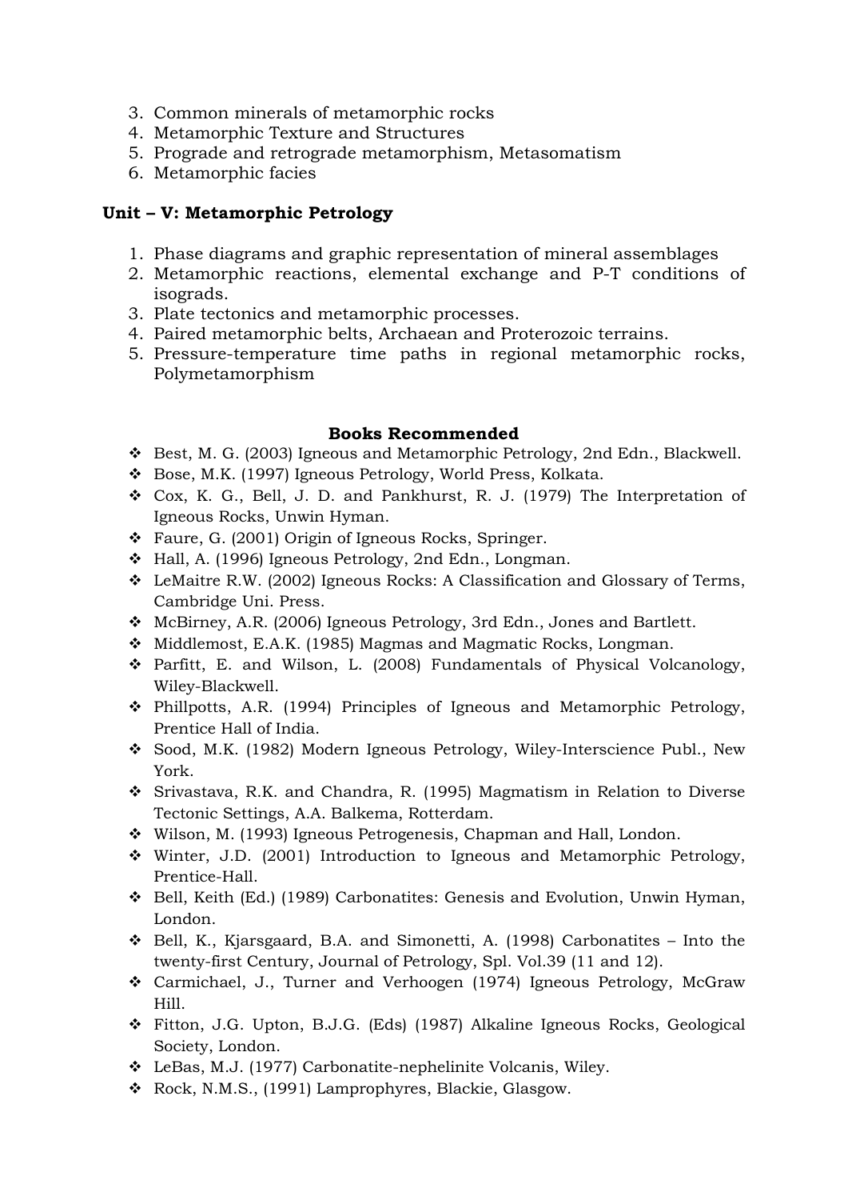3. Common minerals of metamorphic rocks
4. Metamorphic Texture and Structures
5. Prograde and retrograde metamorphism, Metasomatism
6. Metamorphic facies

**Unit – V: Metamorphic Petrology**

1. Phase diagrams and graphic representation of mineral assemblages
2. Metamorphic reactions, elemental exchange and P-T conditions of isograds.
3. Plate tectonics and metamorphic processes.
4. Paired metamorphic belts, Archaean and Proterozoic terrains.
5. Pressure-temperature time paths in regional metamorphic rocks, Polymetamorphism

**Books Recommended**

- Best, M. G. (2003) Igneous and Metamorphic Petrology, 2nd Edn., Blackwell.
- Bose, M.K. (1997) Igneous Petrology, World Press, Kolkata.
- Cox, K. G., Bell, J. D. and Pankhurst, R. J. (1979) The Interpretation of Igneous Rocks, Unwin Hyman.
- Faure, G. (2001) Origin of Igneous Rocks, Springer.
- Hall, A. (1996) Igneous Petrology, 2nd Edn., Longman.
- LeMaitre R.W. (2002) Igneous Rocks: A Classification and Glossary of Terms, Cambridge Uni. Press.
- McBirney, A.R. (2006) Igneous Petrology, 3rd Edn., Jones and Bartlett.
- Middlemost, E.A.K. (1985) Magmas and Magmatic Rocks, Longman.
- Parfitt, E. and Wilson, L. (2008) Fundamentals of Physical Volcanology, Wiley-Blackwell.
- Phillpotts, A.R. (1994) Principles of Igneous and Metamorphic Petrology, Prentice Hall of India.
- Sood, M.K. (1982) Modern Igneous Petrology, Wiley-Interscience Publ., New York.
- Srivastava, R.K. and Chandra, R. (1995) Magmatism in Relation to Diverse Tectonic Settings, A.A. Balkema, Rotterdam.
- Wilson, M. (1993) Igneous Petrogenesis, Chapman and Hall, London.
- Winter, J.D. (2001) Introduction to Igneous and Metamorphic Petrology, Prentice-Hall.
- Bell, Keith (Ed.) (1989) Carbonatites: Genesis and Evolution, Unwin Hyman, London.
- Bell, K., Kjarsgaard, B.A. and Simonetti, A. (1998) Carbonatites – Into the twenty-first Century, Journal of Petrology, Spl. Vol.39 (11 and 12).
- Carmichael, J., Turner and Verhoogen (1974) Igneous Petrology, McGraw Hill.
- Fitton, J.G. Upton, B.J.G. (Eds) (1987) Alkaline Igneous Rocks, Geological Society, London.
- LeBas, M.J. (1977) Carbonatite-nephelinite Volcanis, Wiley.
- Rock, N.M.S., (1991) Lamprophyres, Blackie, Glasgow.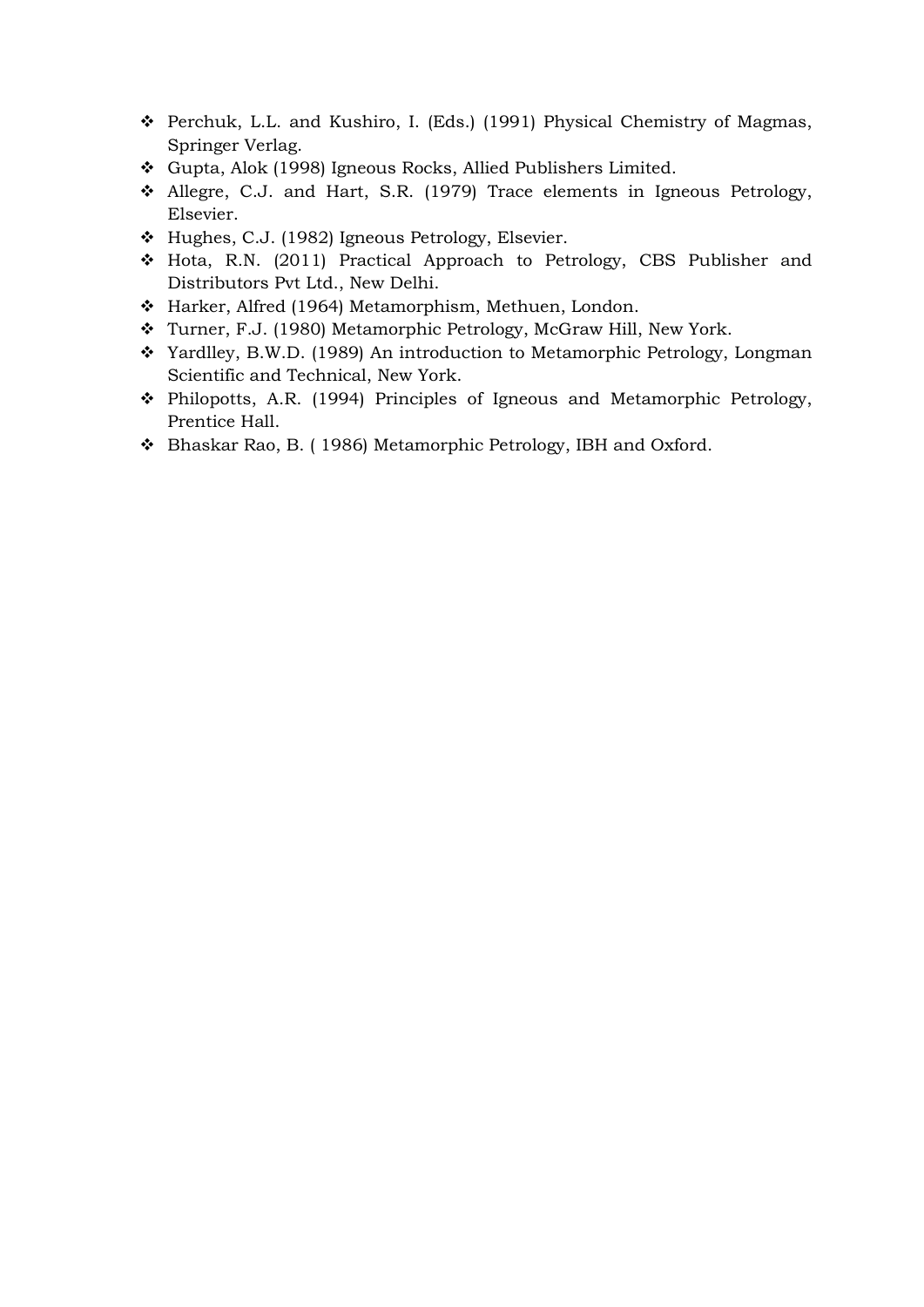- Perchuk, L.L. and Kushiro, I. (Eds.) (1991) Physical Chemistry of Magmas, Springer Verlag.
- Gupta, Alok (1998) Igneous Rocks, Allied Publishers Limited.
- Allegre, C.J. and Hart, S.R. (1979) Trace elements in Igneous Petrology, Elsevier.
- Hughes, C.J. (1982) Igneous Petrology, Elsevier.
- Hota, R.N. (2011) Practical Approach to Petrology, CBS Publisher and Distributors Pvt Ltd., New Delhi.
- Harker, Alfred (1964) Metamorphism, Methuen, London.
- Turner, F.J. (1980) Metamorphic Petrology, McGraw Hill, New York.
- Yardlley, B.W.D. (1989) An introduction to Metamorphic Petrology, Longman Scientific and Technical, New York.
- Philopotts, A.R. (1994) Principles of Igneous and Metamorphic Petrology, Prentice Hall.
- Bhaskar Rao, B. ( 1986) Metamorphic Petrology, IBH and Oxford.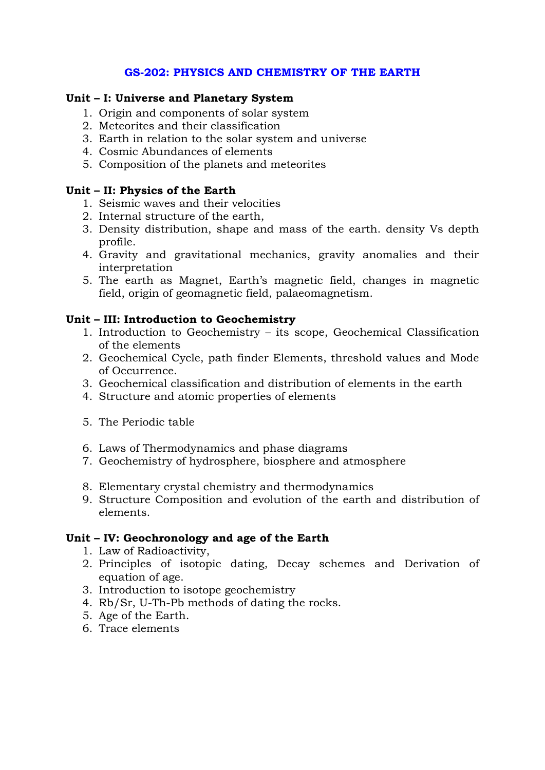## GS-202: PHYSICS AND CHEMISTRY OF THE EARTH

**Unit – I: Universe and Planetary System**

1. Origin and components of solar system
2. Meteorites and their classification
3. Earth in relation to the solar system and universe
4. Cosmic Abundances of elements
5. Composition of the planets and meteorites

**Unit – II: Physics of the Earth**

1. Seismic waves and their velocities
2. Internal structure of the earth,
3. Density distribution, shape and mass of the earth. density Vs depth profile.
4. Gravity and gravitational mechanics, gravity anomalies and their interpretation
5. The earth as Magnet, Earth's magnetic field, changes in magnetic field, origin of geomagnetic field, palaeomagnetism.

**Unit – III: Introduction to Geochemistry**

1. Introduction to Geochemistry – its scope, Geochemical Classification of the elements
2. Geochemical Cycle, path finder Elements, threshold values and Mode of Occurrence.
3. Geochemical classification and distribution of elements in the earth
4. Structure and atomic properties of elements
5. The Periodic table
6. Laws of Thermodynamics and phase diagrams
7. Geochemistry of hydrosphere, biosphere and atmosphere
8. Elementary crystal chemistry and thermodynamics
9. Structure Composition and evolution of the earth and distribution of elements.

**Unit – IV: Geochronology and age of the Earth**

1. Law of Radioactivity,
2. Principles of isotopic dating, Decay schemes and Derivation of equation of age.
3. Introduction to isotope geochemistry
4. Rb/Sr, U-Th-Pb methods of dating the rocks.
5. Age of the Earth.
6. Trace elements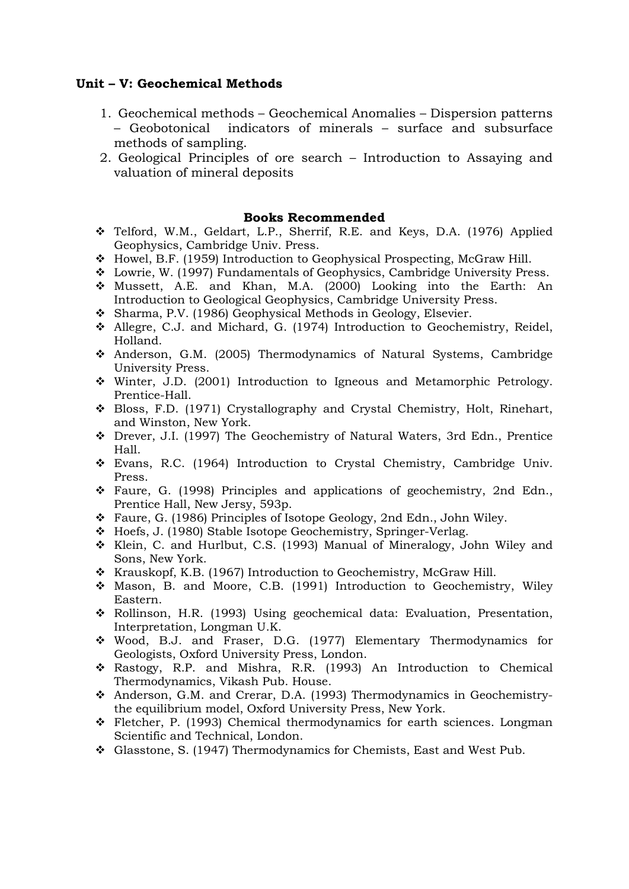### Unit – V: Geochemical Methods

1. Geochemical methods – Geochemical Anomalies – Dispersion patterns – Geobotonical indicators of minerals – surface and subsurface methods of sampling.
2. Geological Principles of ore search – Introduction to Assaying and valuation of mineral deposits

### Books Recommended

- Telford, W.M., Geldart, L.P., Sherrif, R.E. and Keys, D.A. (1976) Applied Geophysics, Cambridge Univ. Press.
- Howel, B.F. (1959) Introduction to Geophysical Prospecting, McGraw Hill.
- Lowrie, W. (1997) Fundamentals of Geophysics, Cambridge University Press.
- Mussett, A.E. and Khan, M.A. (2000) Looking into the Earth: An Introduction to Geological Geophysics, Cambridge University Press.
- Sharma, P.V. (1986) Geophysical Methods in Geology, Elsevier.
- Allegre, C.J. and Michard, G. (1974) Introduction to Geochemistry, Reidel, Holland.
- Anderson, G.M. (2005) Thermodynamics of Natural Systems, Cambridge University Press.
- Winter, J.D. (2001) Introduction to Igneous and Metamorphic Petrology. Prentice-Hall.
- Bloss, F.D. (1971) Crystallography and Crystal Chemistry, Holt, Rinehart, and Winston, New York.
- Drever, J.I. (1997) The Geochemistry of Natural Waters, 3rd Edn., Prentice Hall.
- Evans, R.C. (1964) Introduction to Crystal Chemistry, Cambridge Univ. Press.
- Faure, G. (1998) Principles and applications of geochemistry, 2nd Edn., Prentice Hall, New Jersy, 593p.
- Faure, G. (1986) Principles of Isotope Geology, 2nd Edn., John Wiley.
- Hoefs, J. (1980) Stable Isotope Geochemistry, Springer-Verlag.
- Klein, C. and Hurlbut, C.S. (1993) Manual of Mineralogy, John Wiley and Sons, New York.
- Krauskopf, K.B. (1967) Introduction to Geochemistry, McGraw Hill.
- Mason, B. and Moore, C.B. (1991) Introduction to Geochemistry, Wiley Eastern.
- Rollinson, H.R. (1993) Using geochemical data: Evaluation, Presentation, Interpretation, Longman U.K.
- Wood, B.J. and Fraser, D.G. (1977) Elementary Thermodynamics for Geologists, Oxford University Press, London.
- Rastogy, R.P. and Mishra, R.R. (1993) An Introduction to Chemical Thermodynamics, Vikash Pub. House.
- Anderson, G.M. and Crerar, D.A. (1993) Thermodynamics in Geochemistry-the equilibrium model, Oxford University Press, New York.
- Fletcher, P. (1993) Chemical thermodynamics for earth sciences. Longman Scientific and Technical, London.
- Glasstone, S. (1947) Thermodynamics for Chemists, East and West Pub.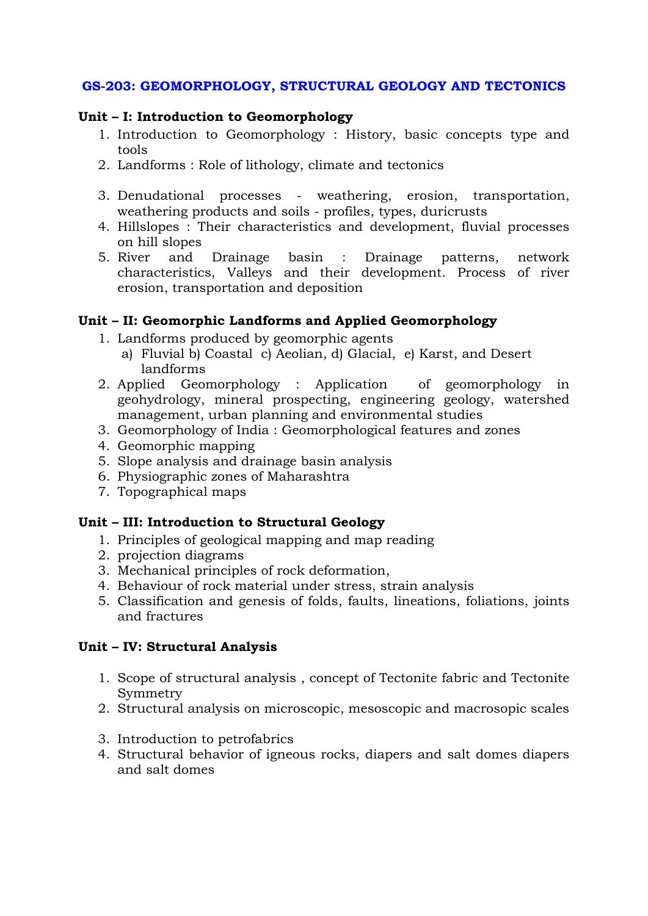## GS-203: GEOMORPHOLOGY, STRUCTURAL GEOLOGY AND TECTONICS

**Unit – I: Introduction to Geomorphology**

1. Introduction to Geomorphology : History, basic concepts type and tools
2. Landforms : Role of lithology, climate and tectonics
3. Denudational processes - weathering, erosion, transportation, weathering products and soils - profiles, types, duricrusts
4. Hillslopes : Their characteristics and development, fluvial processes on hill slopes
5. River and Drainage basin : Drainage patterns, network characteristics, Valleys and their development. Process of river erosion, transportation and deposition

**Unit – II: Geomorphic Landforms and Applied Geomorphology**

1. Landforms produced by geomorphic agents
   a) Fluvial b) Coastal c) Aeolian, d) Glacial, e) Karst, and Desert landforms
2. Applied Geomorphology : Application of geomorphology in geohydrology, mineral prospecting, engineering geology, watershed management, urban planning and environmental studies
3. Geomorphology of India : Geomorphological features and zones
4. Geomorphic mapping
5. Slope analysis and drainage basin analysis
6. Physiographic zones of Maharashtra
7. Topographical maps

**Unit – III: Introduction to Structural Geology**

1. Principles of geological mapping and map reading
2. projection diagrams
3. Mechanical principles of rock deformation,
4. Behaviour of rock material under stress, strain analysis
5. Classification and genesis of folds, faults, lineations, foliations, joints and fractures

**Unit – IV: Structural Analysis**

1. Scope of structural analysis , concept of Tectonite fabric and Tectonite Symmetry
2. Structural analysis on microscopic, mesoscopic and macrosopic scales
3. Introduction to petrofabrics
4. Structural behavior of igneous rocks, diapers and salt domes diapers and salt domes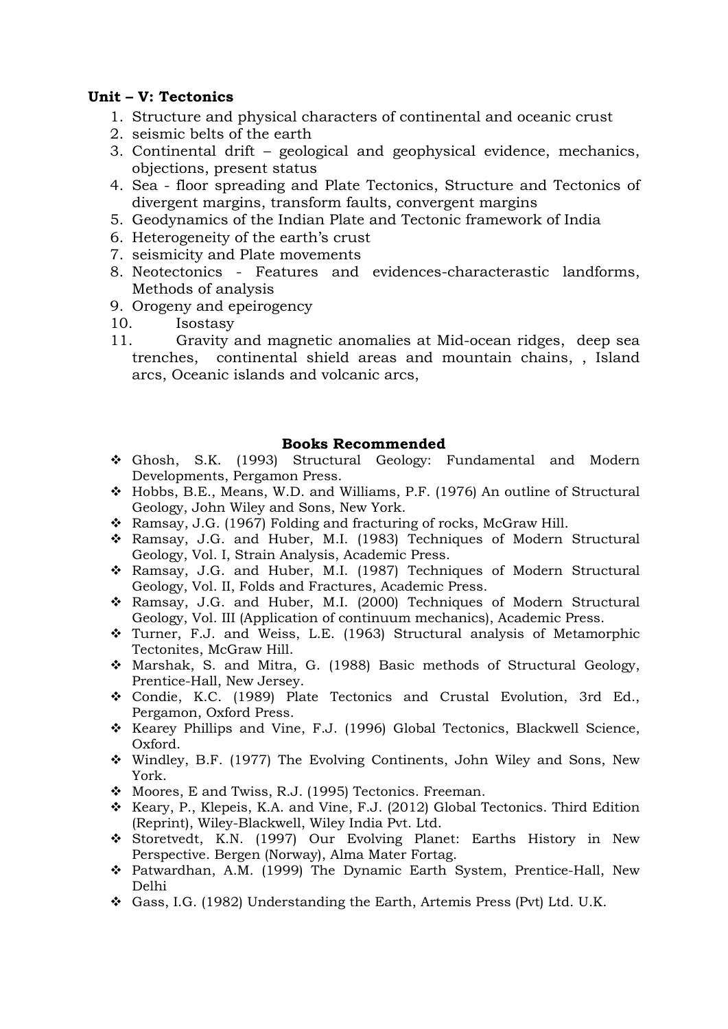**Unit – V: Tectonics**

1. Structure and physical characters of continental and oceanic crust
2. seismic belts of the earth
3. Continental drift – geological and geophysical evidence, mechanics, objections, present status
4. Sea - floor spreading and Plate Tectonics, Structure and Tectonics of divergent margins, transform faults, convergent margins
5. Geodynamics of the Indian Plate and Tectonic framework of India
6. Heterogeneity of the earth's crust
7. seismicity and Plate movements
8. Neotectonics - Features and evidences-characterastic landforms, Methods of analysis
9. Orogeny and epeirogency
10. Isostasy
11. Gravity and magnetic anomalies at Mid-ocean ridges, deep sea trenches, continental shield areas and mountain chains, , Island arcs, Oceanic islands and volcanic arcs,

**Books Recommended**

- Ghosh, S.K. (1993) Structural Geology: Fundamental and Modern Developments, Pergamon Press.
- Hobbs, B.E., Means, W.D. and Williams, P.F. (1976) An outline of Structural Geology, John Wiley and Sons, New York.
- Ramsay, J.G. (1967) Folding and fracturing of rocks, McGraw Hill.
- Ramsay, J.G. and Huber, M.I. (1983) Techniques of Modern Structural Geology, Vol. I, Strain Analysis, Academic Press.
- Ramsay, J.G. and Huber, M.I. (1987) Techniques of Modern Structural Geology, Vol. II, Folds and Fractures, Academic Press.
- Ramsay, J.G. and Huber, M.I. (2000) Techniques of Modern Structural Geology, Vol. III (Application of continuum mechanics), Academic Press.
- Turner, F.J. and Weiss, L.E. (1963) Structural analysis of Metamorphic Tectonites, McGraw Hill.
- Marshak, S. and Mitra, G. (1988) Basic methods of Structural Geology, Prentice-Hall, New Jersey.
- Condie, K.C. (1989) Plate Tectonics and Crustal Evolution, 3rd Ed., Pergamon, Oxford Press.
- Kearey Phillips and Vine, F.J. (1996) Global Tectonics, Blackwell Science, Oxford.
- Windley, B.F. (1977) The Evolving Continents, John Wiley and Sons, New York.
- Moores, E and Twiss, R.J. (1995) Tectonics. Freeman.
- Keary, P., Klepeis, K.A. and Vine, F.J. (2012) Global Tectonics. Third Edition (Reprint), Wiley-Blackwell, Wiley India Pvt. Ltd.
- Storetvedt, K.N. (1997) Our Evolving Planet: Earths History in New Perspective. Bergen (Norway), Alma Mater Fortag.
- Patwardhan, A.M. (1999) The Dynamic Earth System, Prentice-Hall, New Delhi
- Gass, I.G. (1982) Understanding the Earth, Artemis Press (Pvt) Ltd. U.K.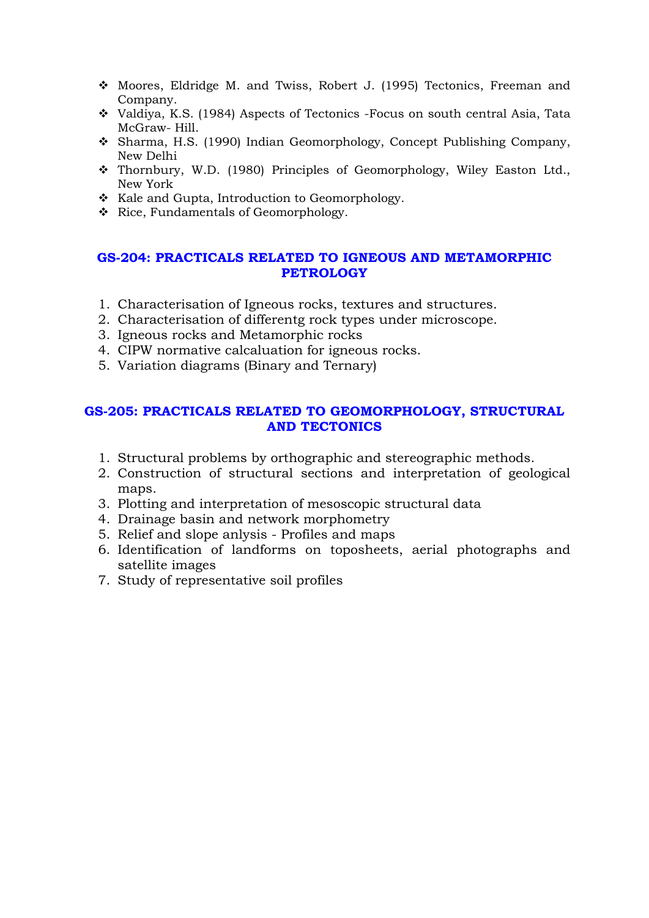- Moores, Eldridge M. and Twiss, Robert J. (1995) Tectonics, Freeman and Company.
- Valdiya, K.S. (1984) Aspects of Tectonics -Focus on south central Asia, Tata McGraw- Hill.
- Sharma, H.S. (1990) Indian Geomorphology, Concept Publishing Company, New Delhi
- Thornbury, W.D. (1980) Principles of Geomorphology, Wiley Easton Ltd., New York
- Kale and Gupta, Introduction to Geomorphology.
- Rice, Fundamentals of Geomorphology.

## GS-204: PRACTICALS RELATED TO IGNEOUS AND METAMORPHIC PETROLOGY

1. Characterisation of Igneous rocks, textures and structures.
2. Characterisation of differentg rock types under microscope.
3. Igneous rocks and Metamorphic rocks
4. CIPW normative calcaluation for igneous rocks.
5. Variation diagrams (Binary and Ternary)

## GS-205: PRACTICALS RELATED TO GEOMORPHOLOGY, STRUCTURAL AND TECTONICS

1. Structural problems by orthographic and stereographic methods.
2. Construction of structural sections and interpretation of geological maps.
3. Plotting and interpretation of mesoscopic structural data
4. Drainage basin and network morphometry
5. Relief and slope anlysis - Profiles and maps
6. Identification of landforms on toposheets, aerial photographs and satellite images
7. Study of representative soil profiles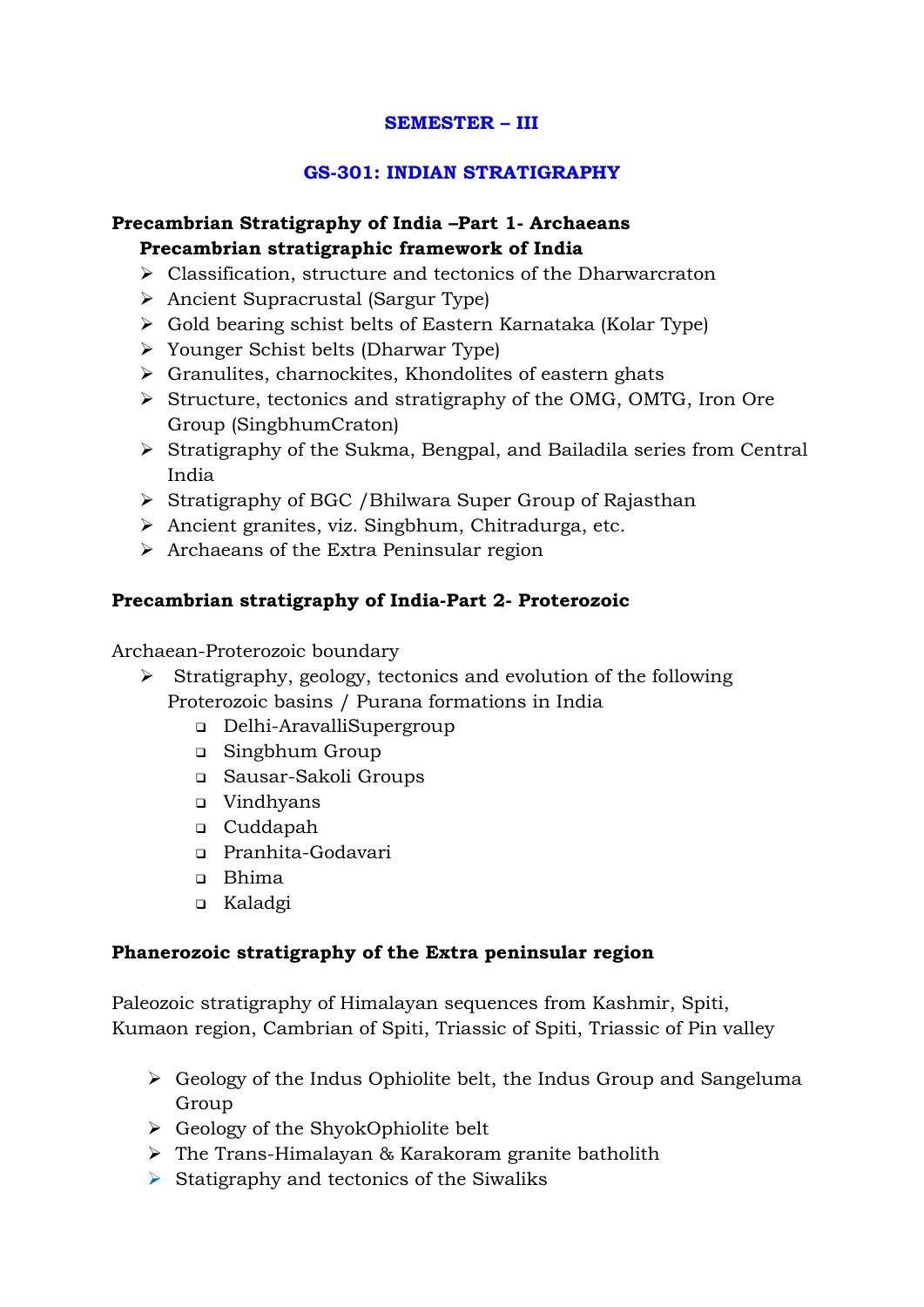**SEMESTER – III**

**GS-301: INDIAN STRATIGRAPHY**

**Precambrian Stratigraphy of India –Part 1- Archaeans**

**Precambrian stratigraphic framework of India**

- Classification, structure and tectonics of the Dharwarcraton
- Ancient Supracrustal (Sargur Type)
- Gold bearing schist belts of Eastern Karnataka (Kolar Type)
- Younger Schist belts (Dharwar Type)
- Granulites, charnockites, Khondolites of eastern ghats
- Structure, tectonics and stratigraphy of the OMG, OMTG, Iron Ore Group (SinghbumCraton)
- Stratigraphy of the Sukma, Bengpal, and Bailadila series from Central India
- Stratigraphy of BGC /Bhilwara Super Group of Rajasthan
- Ancient granites, viz. Singhbum, Chitradurga, etc.
- Archaeans of the Extra Peninsular region

**Precambrian stratigraphy of India-Part 2- Proterozoic**

Archaean-Proterozoic boundary

- Stratigraphy, geology, tectonics and evolution of the following Proterozoic basins / Purana formations in India
  - Delhi-AravalliSupergroup
  - Singbhum Group
  - Sausar-Sakoli Groups
  - Vindhyans
  - Cuddapah
  - Pranhita-Godavari
  - Bhima
  - Kaladgi

**Phanerozoic stratigraphy of the Extra peninsular region**

Paleozoic stratigraphy of Himalayan sequences from Kashmir, Spiti, Kumaon region, Cambrian of Spiti, Triassic of Spiti, Triassic of Pin valley

- Geology of the Indus Ophiolite belt, the Indus Group and Sangeluma Group
- Geology of the ShyokOphiolite belt
- The Trans-Himalayan & Karakoram granite batholith
- Statigraphy and tectonics of the Siwaliks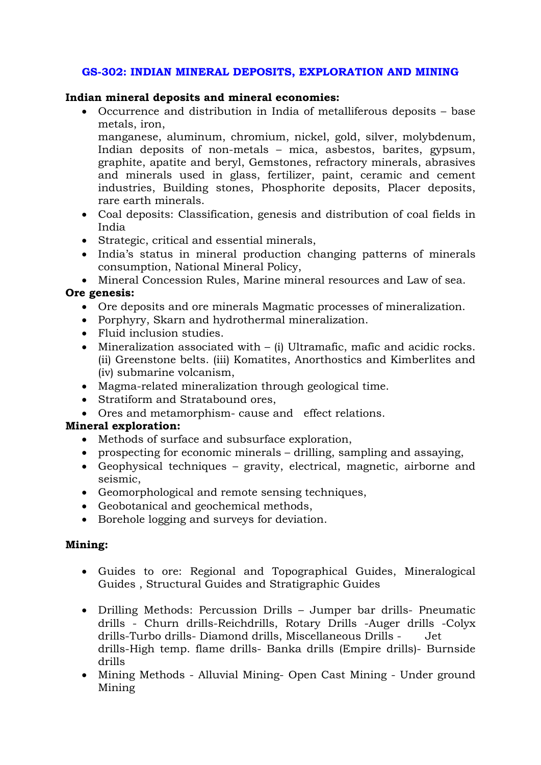## GS-302: INDIAN MINERAL DEPOSITS, EXPLORATION AND MINING

**Indian mineral deposits and mineral economies:**

- Occurrence and distribution in India of metalliferous deposits – base metals, iron, manganese, aluminum, chromium, nickel, gold, silver, molybdenum, Indian deposits of non-metals – mica, asbestos, barites, gypsum, graphite, apatite and beryl, Gemstones, refractory minerals, abrasives and minerals used in glass, fertilizer, paint, ceramic and cement industries, Building stones, Phosphorite deposits, Placer deposits, rare earth minerals.
- Coal deposits: Classification, genesis and distribution of coal fields in India
- Strategic, critical and essential minerals,
- India's status in mineral production changing patterns of minerals consumption, National Mineral Policy,
- Mineral Concession Rules, Marine mineral resources and Law of sea.

**Ore genesis:**

- Ore deposits and ore minerals Magmatic processes of mineralization.
- Porphyry, Skarn and hydrothermal mineralization.
- Fluid inclusion studies.
- Mineralization associated with – (i) Ultramafic, mafic and acidic rocks. (ii) Greenstone belts. (iii) Komatites, Anorthostics and Kimberlites and (iv) submarine volcanism,
- Magma-related mineralization through geological time.
- Stratiform and Stratabound ores,
- Ores and metamorphism- cause and effect relations.

**Mineral exploration:**

- Methods of surface and subsurface exploration,
- prospecting for economic minerals – drilling, sampling and assaying,
- Geophysical techniques – gravity, electrical, magnetic, airborne and seismic,
- Geomorphological and remote sensing techniques,
- Geobotanical and geochemical methods,
- Borehole logging and surveys for deviation.

**Mining:**

- Guides to ore: Regional and Topographical Guides, Mineralogical Guides , Structural Guides and Stratigraphic Guides
- Drilling Methods: Percussion Drills – Jumper bar drills- Pneumatic drills - Churn drills-Reichdrills, Rotary Drills -Auger drills -Colyx drills-Turbo drills- Diamond drills, Miscellaneous Drills - Jet drills-High temp. flame drills- Banka drills (Empire drills)- Burnside drills
- Mining Methods - Alluvial Mining- Open Cast Mining - Under ground Mining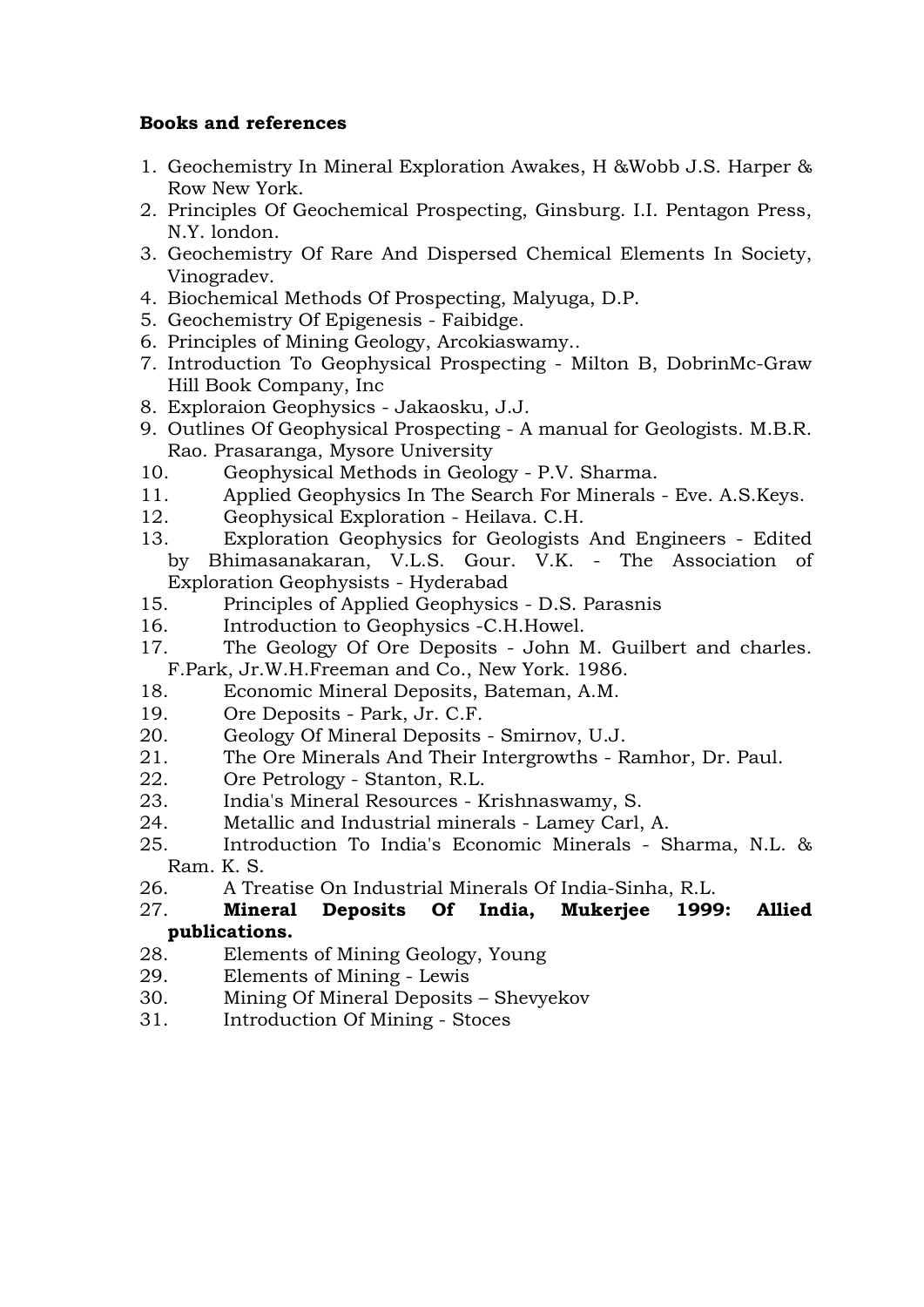**Books and references**

1. Geochemistry In Mineral Exploration Awakes, H &Wobb J.S. Harper & Row New York.
2. Principles Of Geochemical Prospecting, Ginsburg. I.I. Pentagon Press, N.Y. london.
3. Geochemistry Of Rare And Dispersed Chemical Elements In Society, Vinogradev.
4. Biochemical Methods Of Prospecting, Malyuga, D.P.
5. Geochemistry Of Epigenesis - Faibidge.
6. Principles of Mining Geology, Arcokiaswamy..
7. Introduction To Geophysical Prospecting - Milton B, DobrinMc-Graw Hill Book Company, Inc
8. Exploraion Geophysics - Jakaosku, J.J.
9. Outlines Of Geophysical Prospecting - A manual for Geologists. M.B.R. Rao. Prasaranga, Mysore University
10. Geophysical Methods in Geology - P.V. Sharma.
11. Applied Geophysics In The Search For Minerals - Eve. A.S.Keys.
12. Geophysical Exploration - Heilava. C.H.
13. Exploration Geophysics for Geologists And Engineers - Edited by Bhimasanakaran, V.L.S. Gour. V.K. - The Association of Exploration Geophysists - Hyderabad
15. Principles of Applied Geophysics - D.S. Parasnis
16. Introduction to Geophysics -C.H.Howel.
17. The Geology Of Ore Deposits - John M. Guilbert and charles. F.Park, Jr.W.H.Freeman and Co., New York. 1986.
18. Economic Mineral Deposits, Bateman, A.M.
19. Ore Deposits - Park, Jr. C.F.
20. Geology Of Mineral Deposits - Smirnov, U.J.
21. The Ore Minerals And Their Intergrowths - Ramhor, Dr. Paul.
22. Ore Petrology - Stanton, R.L.
23. India's Mineral Resources - Krishnaswamy, S.
24. Metallic and Industrial minerals - Lamey Carl, A.
25. Introduction To India's Economic Minerals - Sharma, N.L. & Ram. K. S.
26. A Treatise On Industrial Minerals Of India-Sinha, R.L.
27. **Mineral Deposits Of India, Mukerjee 1999: Allied publications.**
28. Elements of Mining Geology, Young
29. Elements of Mining - Lewis
30. Mining Of Mineral Deposits – Shevyekov
31. Introduction Of Mining - Stoces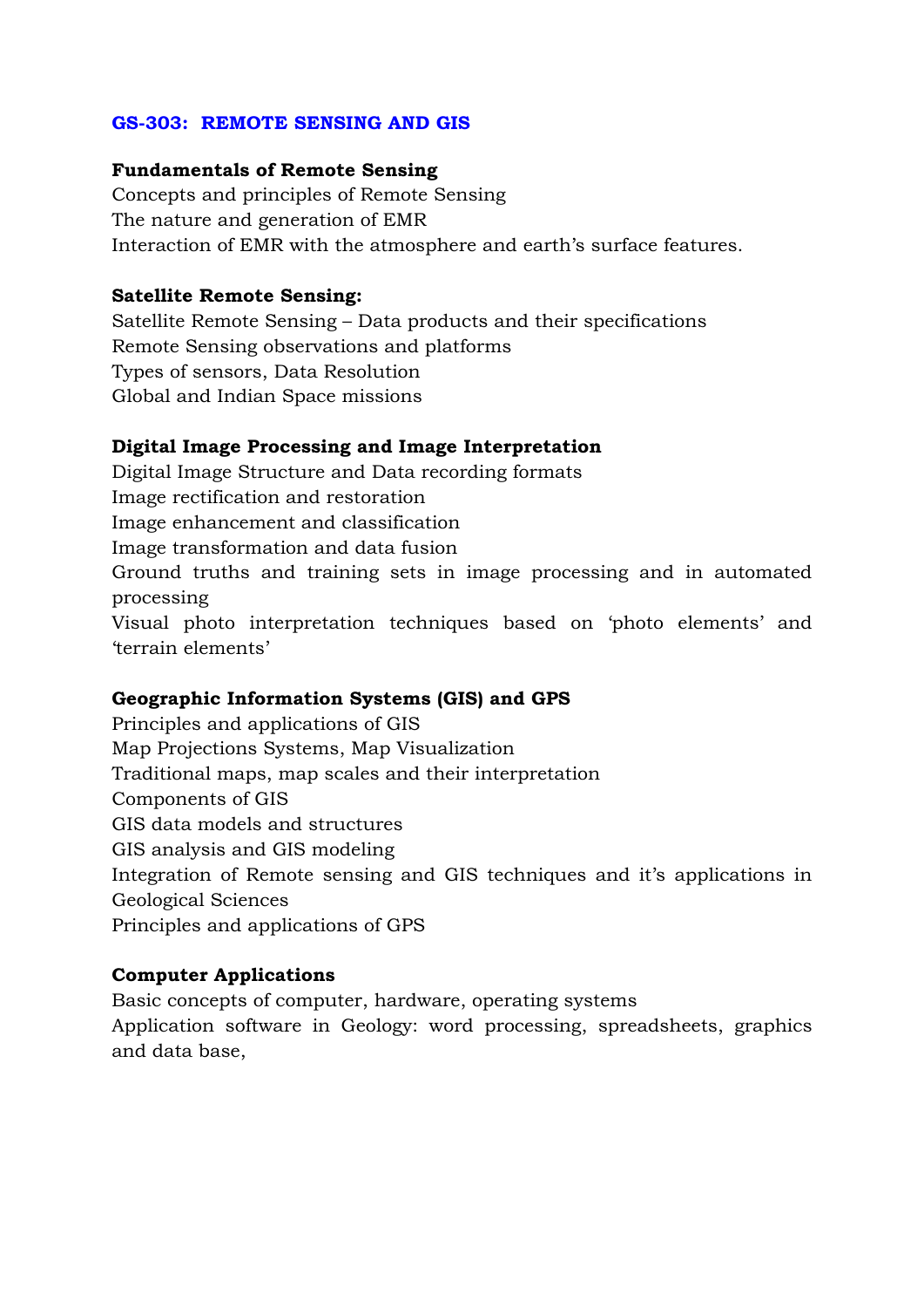## GS-303: REMOTE SENSING AND GIS

**Fundamentals of Remote Sensing**

Concepts and principles of Remote Sensing
The nature and generation of EMR
Interaction of EMR with the atmosphere and earth's surface features.

**Satellite Remote Sensing:**

Satellite Remote Sensing – Data products and their specifications
Remote Sensing observations and platforms
Types of sensors, Data Resolution
Global and Indian Space missions

**Digital Image Processing and Image Interpretation**

Digital Image Structure and Data recording formats
Image rectification and restoration
Image enhancement and classification
Image transformation and data fusion
Ground truths and training sets in image processing and in automated processing
Visual photo interpretation techniques based on 'photo elements' and 'terrain elements'

**Geographic Information Systems (GIS) and GPS**

Principles and applications of GIS
Map Projections Systems, Map Visualization
Traditional maps, map scales and their interpretation
Components of GIS
GIS data models and structures
GIS analysis and GIS modeling
Integration of Remote sensing and GIS techniques and it's applications in Geological Sciences
Principles and applications of GPS

**Computer Applications**

Basic concepts of computer, hardware, operating systems
Application software in Geology: word processing, spreadsheets, graphics and data base,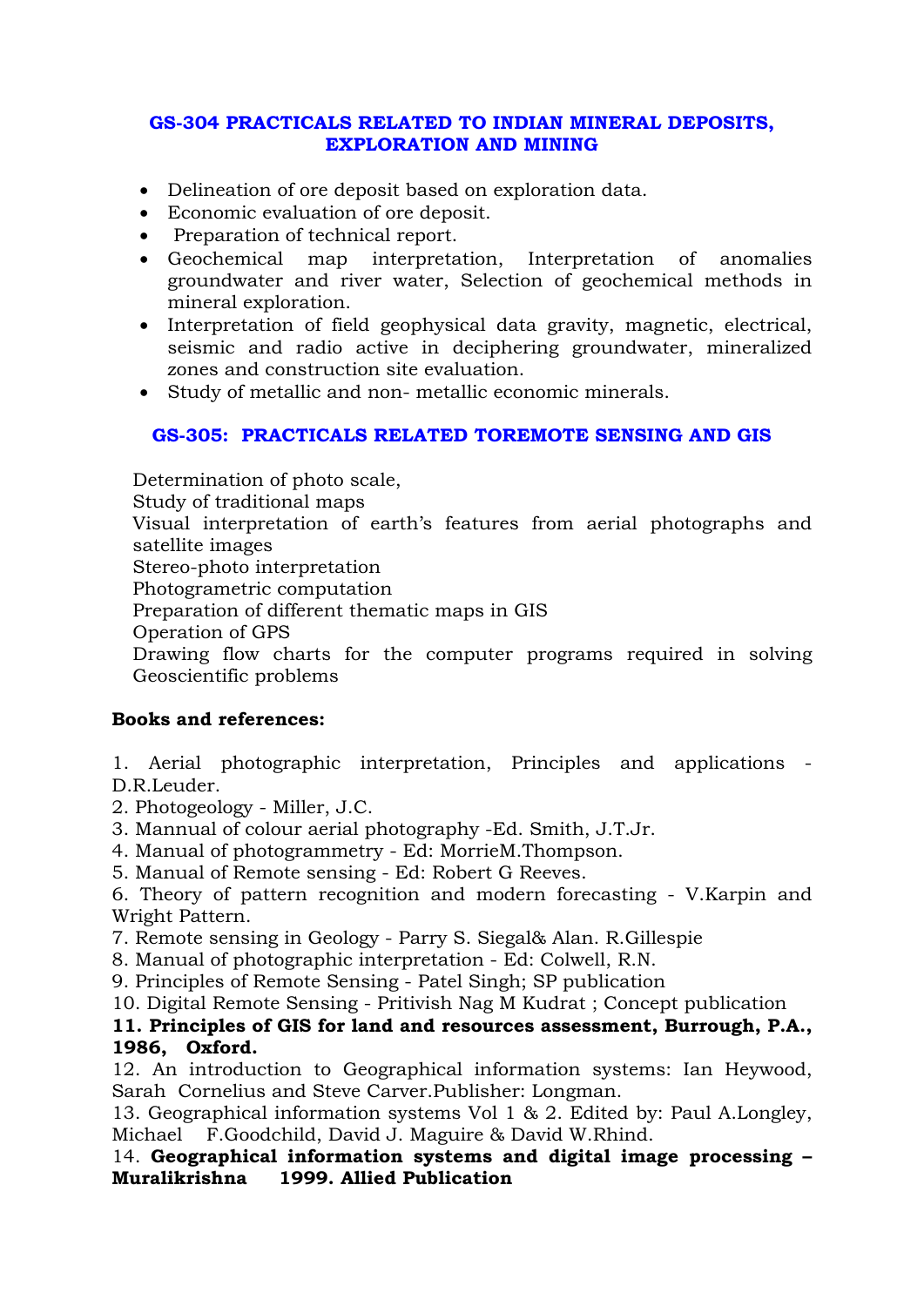## GS-304 PRACTICALS RELATED TO INDIAN MINERAL DEPOSITS, EXPLORATION AND MINING

- Delineation of ore deposit based on exploration data.
- Economic evaluation of ore deposit.
- Preparation of technical report.
- Geochemical map interpretation, Interpretation of anomalies groundwater and river water, Selection of geochemical methods in mineral exploration.
- Interpretation of field geophysical data gravity, magnetic, electrical, seismic and radio active in deciphering groundwater, mineralized zones and construction site evaluation.
- Study of metallic and non- metallic economic minerals.

## GS-305: PRACTICALS RELATED TOREMOTE SENSING AND GIS

Determination of photo scale,
Study of traditional maps
Visual interpretation of earth's features from aerial photographs and satellite images
Stereo-photo interpretation
Photogrametric computation
Preparation of different thematic maps in GIS
Operation of GPS
Drawing flow charts for the computer programs required in solving Geoscientific problems

**Books and references:**

1. Aerial photographic interpretation, Principles and applications - D.R.Leuder.
2. Photogeology - Miller, J.C.
3. Mannual of colour aerial photography -Ed. Smith, J.T.Jr.
4. Manual of photogrammetry - Ed: MorrieM.Thompson.
5. Manual of Remote sensing - Ed: Robert G Reeves.
6. Theory of pattern recognition and modern forecasting - V.Karpin and Wright Pattern.
7. Remote sensing in Geology - Parry S. Siegal& Alan. R.Gillespie
8. Manual of photographic interpretation - Ed: Colwell, R.N.
9. Principles of Remote Sensing - Patel Singh; SP publication
10. Digital Remote Sensing - Pritivish Nag M Kudrat ; Concept publication
11. **Principles of GIS for land and resources assessment, Burrough, P.A., 1986, Oxford.**
12. An introduction to Geographical information systems: Ian Heywood, Sarah Cornelius and Steve Carver.Publisher: Longman.
13. Geographical information systems Vol 1 & 2. Edited by: Paul A.Longley, Michael F.Goodchild, David J. Maguire & David W.Rhind.
14. **Geographical information systems and digital image processing – Muralikrishna 1999. Allied Publication**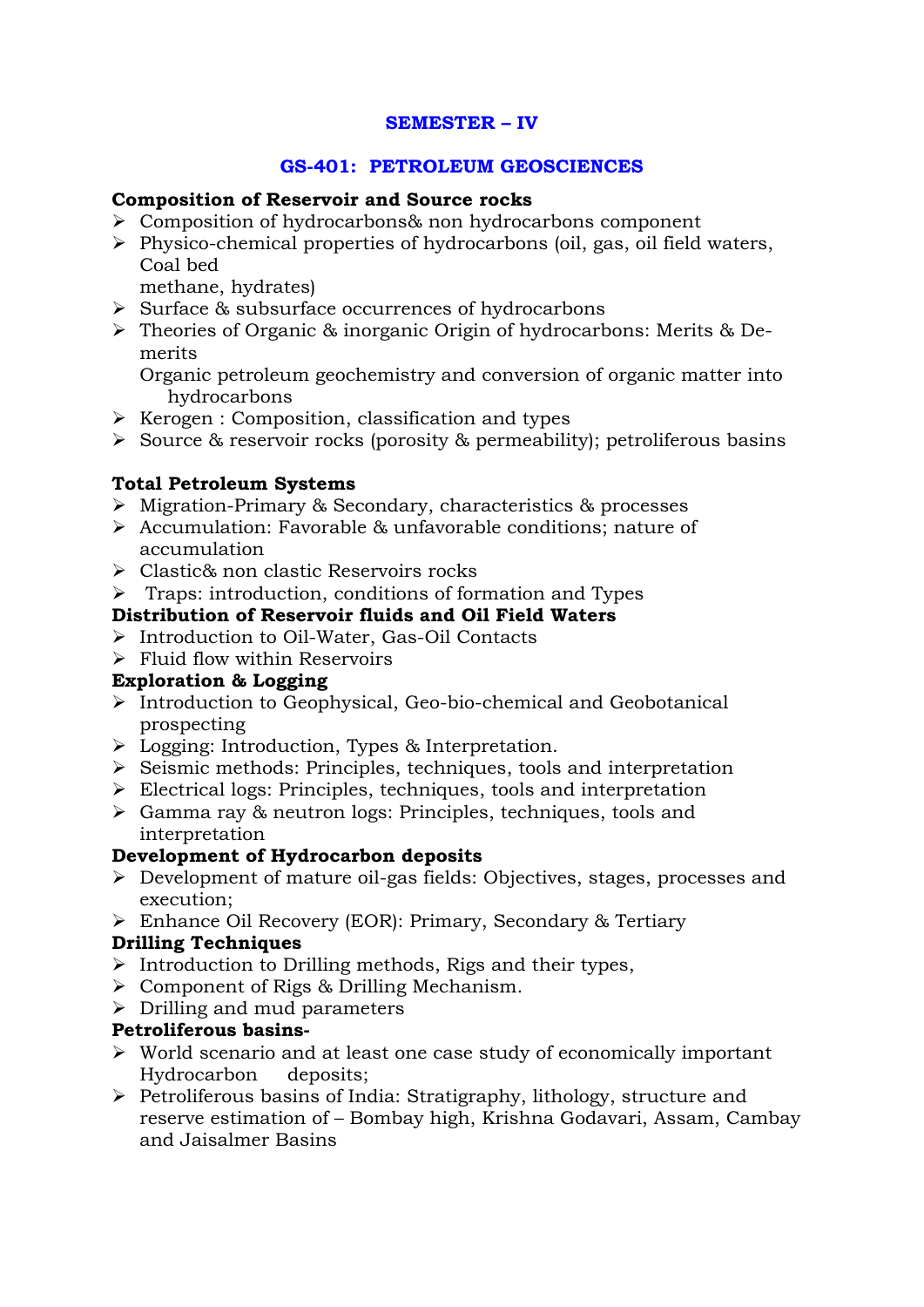## SEMESTER – IV

## GS-401: PETROLEUM GEOSCIENCES

**Composition of Reservoir and Source rocks**

- Composition of hydrocarbons& non hydrocarbons component
- Physico-chemical properties of hydrocarbons (oil, gas, oil field waters, Coal bed methane, hydrates)
- Surface & subsurface occurrences of hydrocarbons
- Theories of Organic & inorganic Origin of hydrocarbons: Merits & De-merits
  Organic petroleum geochemistry and conversion of organic matter into hydrocarbons
- Kerogen : Composition, classification and types
- Source & reservoir rocks (porosity & permeability); petroliferous basins

**Total Petroleum Systems**

- Migration-Primary & Secondary, characteristics & processes
- Accumulation: Favorable & unfavorable conditions; nature of accumulation
- Clastic& non clastic Reservoirs rocks
- Traps: introduction, conditions of formation and Types

**Distribution of Reservoir fluids and Oil Field Waters**

- Introduction to Oil-Water, Gas-Oil Contacts
- Fluid flow within Reservoirs

**Exploration & Logging**

- Introduction to Geophysical, Geo-bio-chemical and Geobotanical prospecting
- Logging: Introduction, Types & Interpretation.
- Seismic methods: Principles, techniques, tools and interpretation
- Electrical logs: Principles, techniques, tools and interpretation
- Gamma ray & neutron logs: Principles, techniques, tools and interpretation

**Development of Hydrocarbon deposits**

- Development of mature oil-gas fields: Objectives, stages, processes and execution;
- Enhance Oil Recovery (EOR): Primary, Secondary & Tertiary

**Drilling Techniques**

- Introduction to Drilling methods, Rigs and their types,
- Component of Rigs & Drilling Mechanism.
- Drilling and mud parameters

**Petroliferous basins-**

- World scenario and at least one case study of economically important Hydrocarbon deposits;
- Petroliferous basins of India: Stratigraphy, lithology, structure and reserve estimation of – Bombay high, Krishna Godavari, Assam, Cambay and Jaisalmer Basins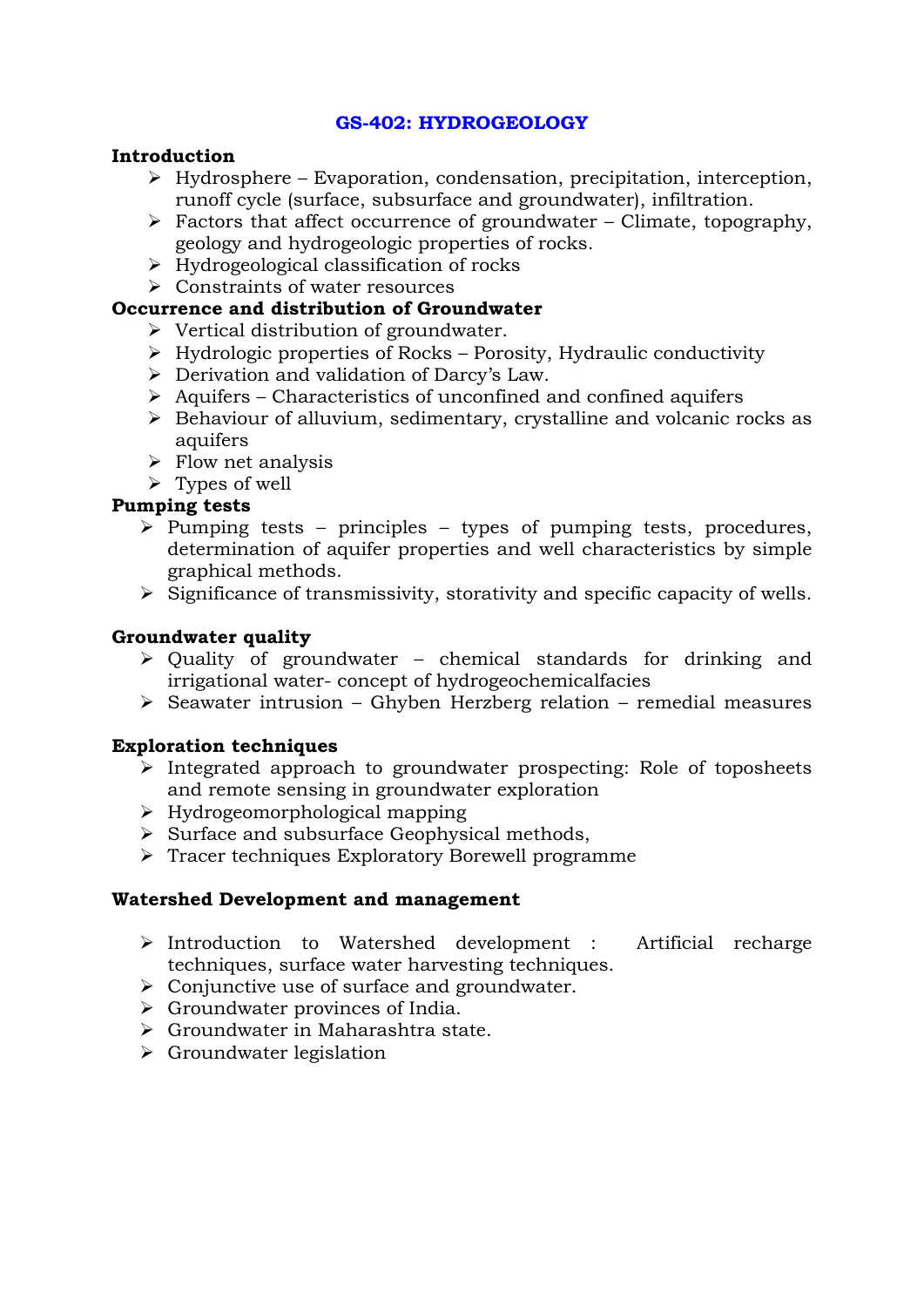# GS-402: HYDROGEOLOGY

**Introduction**

- Hydrosphere – Evaporation, condensation, precipitation, interception, runoff cycle (surface, subsurface and groundwater), infiltration.
- Factors that affect occurrence of groundwater – Climate, topography, geology and hydrogeologic properties of rocks.
- Hydrogeological classification of rocks
- Constraints of water resources

**Occurrence and distribution of Groundwater**

- Vertical distribution of groundwater.
- Hydrologic properties of Rocks – Porosity, Hydraulic conductivity
- Derivation and validation of Darcy's Law.
- Aquifers – Characteristics of unconfined and confined aquifers
- Behaviour of alluvium, sedimentary, crystalline and volcanic rocks as aquifers
- Flow net analysis
- Types of well

**Pumping tests**

- Pumping tests – principles – types of pumping tests, procedures, determination of aquifer properties and well characteristics by simple graphical methods.
- Significance of transmissivity, storativity and specific capacity of wells.

**Groundwater quality**

- Quality of groundwater – chemical standards for drinking and irrigational water- concept of hydrogeochemicalfacies
- Seawater intrusion – Ghyben Herzberg relation – remedial measures

**Exploration techniques**

- Integrated approach to groundwater prospecting: Role of toposheets and remote sensing in groundwater exploration
- Hydrogeomorphological mapping
- Surface and subsurface Geophysical methods,
- Tracer techniques Exploratory Borewell programme

**Watershed Development and management**

- Introduction to Watershed development : Artificial recharge techniques, surface water harvesting techniques.
- Conjunctive use of surface and groundwater.
- Groundwater provinces of India.
- Groundwater in Maharashtra state.
- Groundwater legislation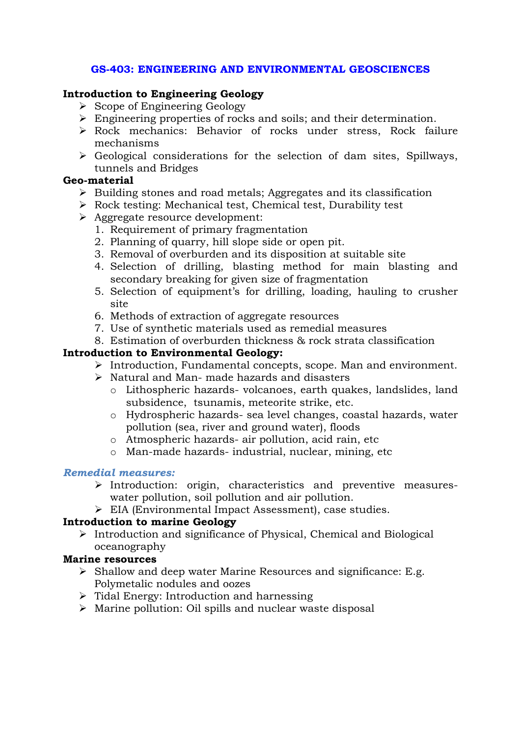## GS-403: ENGINEERING AND ENVIRONMENTAL GEOSCIENCES

**Introduction to Engineering Geology**

- Scope of Engineering Geology
- Engineering properties of rocks and soils; and their determination.
- Rock mechanics: Behavior of rocks under stress, Rock failure mechanisms
- Geological considerations for the selection of dam sites, Spillways, tunnels and Bridges

**Geo-material**

- Building stones and road metals; Aggregates and its classification
- Rock testing: Mechanical test, Chemical test, Durability test
- Aggregate resource development:
  1. Requirement of primary fragmentation
  2. Planning of quarry, hill slope side or open pit.
  3. Removal of overburden and its disposition at suitable site
  4. Selection of drilling, blasting method for main blasting and secondary breaking for given size of fragmentation
  5. Selection of equipment's for drilling, loading, hauling to crusher site
  6. Methods of extraction of aggregate resources
  7. Use of synthetic materials used as remedial measures
  8. Estimation of overburden thickness & rock strata classification

**Introduction to Environmental Geology:**

- Introduction, Fundamental concepts, scope. Man and environment.
- Natural and Man- made hazards and disasters
  - Lithospheric hazards- volcanoes, earth quakes, landslides, land subsidence, tsunamis, meteorite strike, etc.
  - Hydrospheric hazards- sea level changes, coastal hazards, water pollution (sea, river and ground water), floods
  - Atmospheric hazards- air pollution, acid rain, etc
  - Man-made hazards- industrial, nuclear, mining, etc

***Remedial measures:***

- Introduction: origin, characteristics and preventive measures- water pollution, soil pollution and air pollution.
- EIA (Environmental Impact Assessment), case studies.

**Introduction to marine Geology**

- Introduction and significance of Physical, Chemical and Biological oceanography

**Marine resources**

- Shallow and deep water Marine Resources and significance: E.g. Polymetalic nodules and oozes
- Tidal Energy: Introduction and harnessing
- Marine pollution: Oil spills and nuclear waste disposal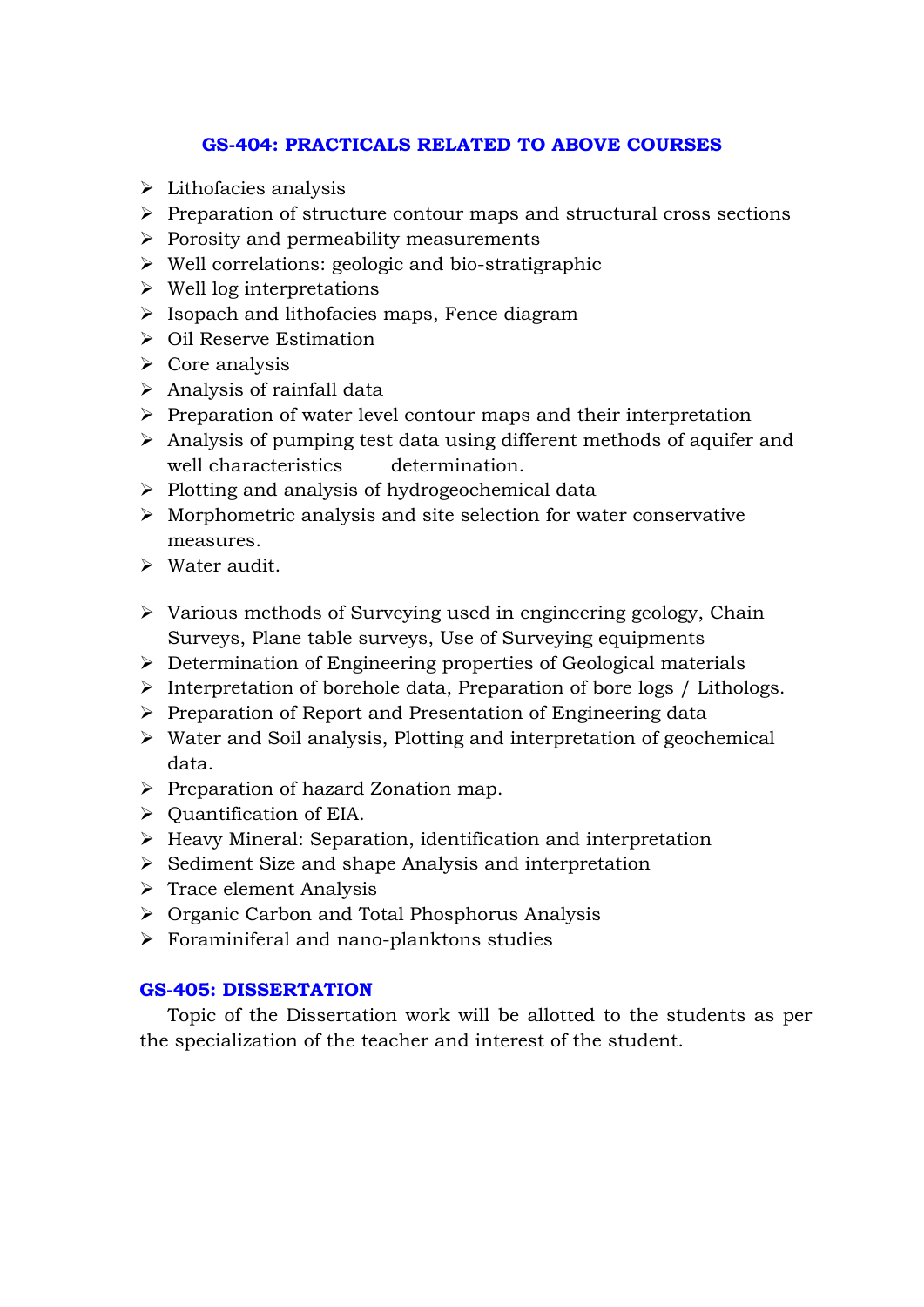## GS-404: PRACTICALS RELATED TO ABOVE COURSES

- Lithofacies analysis
- Preparation of structure contour maps and structural cross sections
- Porosity and permeability measurements
- Well correlations: geologic and bio-stratigraphic
- Well log interpretations
- Isopach and lithofacies maps, Fence diagram
- Oil Reserve Estimation
- Core analysis
- Analysis of rainfall data
- Preparation of water level contour maps and their interpretation
- Analysis of pumping test data using different methods of aquifer and well characteristics determination.
- Plotting and analysis of hydrogeochemical data
- Morphometric analysis and site selection for water conservative measures.
- Water audit.

- Various methods of Surveying used in engineering geology, Chain Surveys, Plane table surveys, Use of Surveying equipments
- Determination of Engineering properties of Geological materials
- Interpretation of borehole data, Preparation of bore logs / Lithologs.
- Preparation of Report and Presentation of Engineering data
- Water and Soil analysis, Plotting and interpretation of geochemical data.
- Preparation of hazard Zonation map.
- Quantification of EIA.
- Heavy Mineral: Separation, identification and interpretation
- Sediment Size and shape Analysis and interpretation
- Trace element Analysis
- Organic Carbon and Total Phosphorus Analysis
- Foraminiferal and nano-planktons studies

## GS-405: DISSERTATION

Topic of the Dissertation work will be allotted to the students as per the specialization of the teacher and interest of the student.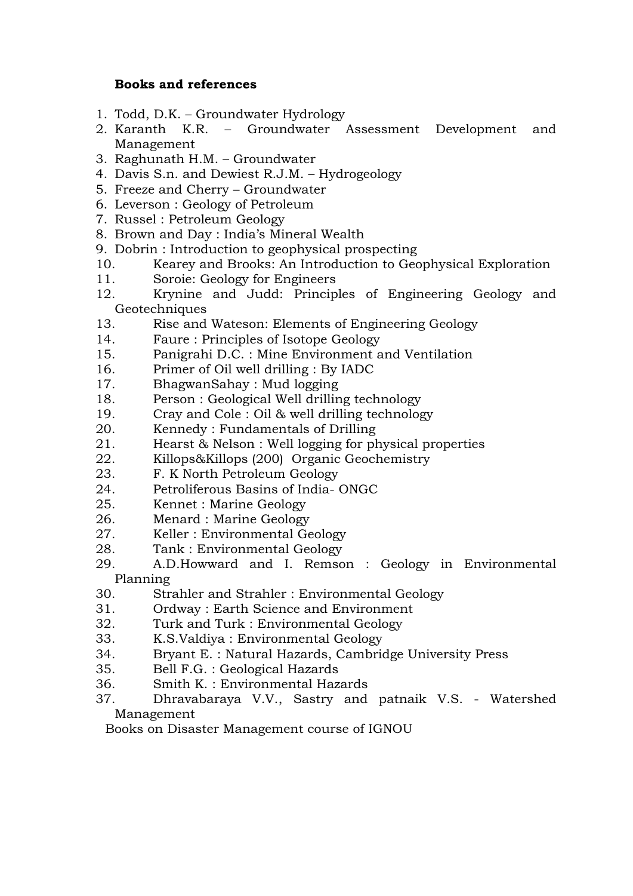**Books and references**

1. Todd, D.K. – Groundwater Hydrology
2. Karanth K.R. – Groundwater Assessment Development and Management
3. Raghunath H.M. – Groundwater
4. Davis S.n. and Dewiest R.J.M. – Hydrogeology
5. Freeze and Cherry – Groundwater
6. Leverson : Geology of Petroleum
7. Russel : Petroleum Geology
8. Brown and Day : India's Mineral Wealth
9. Dobrin : Introduction to geophysical prospecting
10. Kearey and Brooks: An Introduction to Geophysical Exploration
11. Soroie: Geology for Engineers
12. Krynine and Judd: Principles of Engineering Geology and Geotechniques
13. Rise and Wateson: Elements of Engineering Geology
14. Faure : Principles of Isotope Geology
15. Panigrahi D.C. : Mine Environment and Ventilation
16. Primer of Oil well drilling : By IADC
17. BhagwanSahay : Mud logging
18. Person : Geological Well drilling technology
19. Cray and Cole : Oil & well drilling technology
20. Kennedy : Fundamentals of Drilling
21. Hearst & Nelson : Well logging for physical properties
22. Killops&Killops (200) Organic Geochemistry
23. F. K North Petroleum Geology
24. Petroliferous Basins of India- ONGC
25. Kennet : Marine Geology
26. Menard : Marine Geology
27. Keller : Environmental Geology
28. Tank : Environmental Geology
29. A.D.Howward and I. Remson : Geology in Environmental Planning
30. Strahler and Strahler : Environmental Geology
31. Ordway : Earth Science and Environment
32. Turk and Turk : Environmental Geology
33. K.S.Valdiya : Environmental Geology
34. Bryant E. : Natural Hazards, Cambridge University Press
35. Bell F.G. : Geological Hazards
36. Smith K. : Environmental Hazards
37. Dhravabaraya V.V., Sastry and patnaik V.S. - Watershed Management

Books on Disaster Management course of IGNOU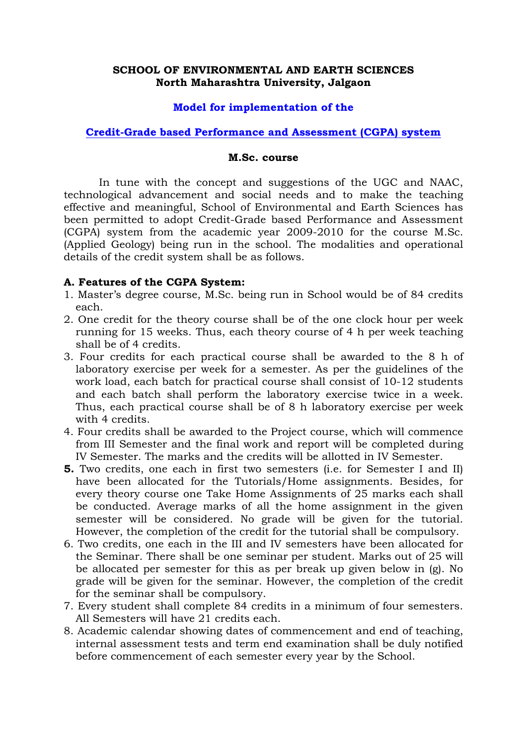**SCHOOL OF ENVIRONMENTAL AND EARTH SCIENCES**
**North Maharashtra University, Jalgaon**

**Model for implementation of the**

**Credit-Grade based Performance and Assessment (CGPA) system**

**M.Sc. course**

In tune with the concept and suggestions of the UGC and NAAC, technological advancement and social needs and to make the teaching effective and meaningful, School of Environmental and Earth Sciences has been permitted to adopt Credit-Grade based Performance and Assessment (CGPA) system from the academic year 2009-2010 for the course M.Sc. (Applied Geology) being run in the school. The modalities and operational details of the credit system shall be as follows.

**A. Features of the CGPA System:**

1. Master's degree course, M.Sc. being run in School would be of 84 credits each.
2. One credit for the theory course shall be of the one clock hour per week running for 15 weeks. Thus, each theory course of 4 h per week teaching shall be of 4 credits.
3. Four credits for each practical course shall be awarded to the 8 h of laboratory exercise per week for a semester. As per the guidelines of the work load, each batch for practical course shall consist of 10-12 students and each batch shall perform the laboratory exercise twice in a week. Thus, each practical course shall be of 8 h laboratory exercise per week with 4 credits.
4. Four credits shall be awarded to the Project course, which will commence from III Semester and the final work and report will be completed during IV Semester. The marks and the credits will be allotted in IV Semester.
5. Two credits, one each in first two semesters (i.e. for Semester I and II) have been allocated for the Tutorials/Home assignments. Besides, for every theory course one Take Home Assignments of 25 marks each shall be conducted. Average marks of all the home assignment in the given semester will be considered. No grade will be given for the tutorial. However, the completion of the credit for the tutorial shall be compulsory.
6. Two credits, one each in the III and IV semesters have been allocated for the Seminar. There shall be one seminar per student. Marks out of 25 will be allocated per semester for this as per break up given below in (g). No grade will be given for the seminar. However, the completion of the credit for the seminar shall be compulsory.
7. Every student shall complete 84 credits in a minimum of four semesters. All Semesters will have 21 credits each.
8. Academic calendar showing dates of commencement and end of teaching, internal assessment tests and term end examination shall be duly notified before commencement of each semester every year by the School.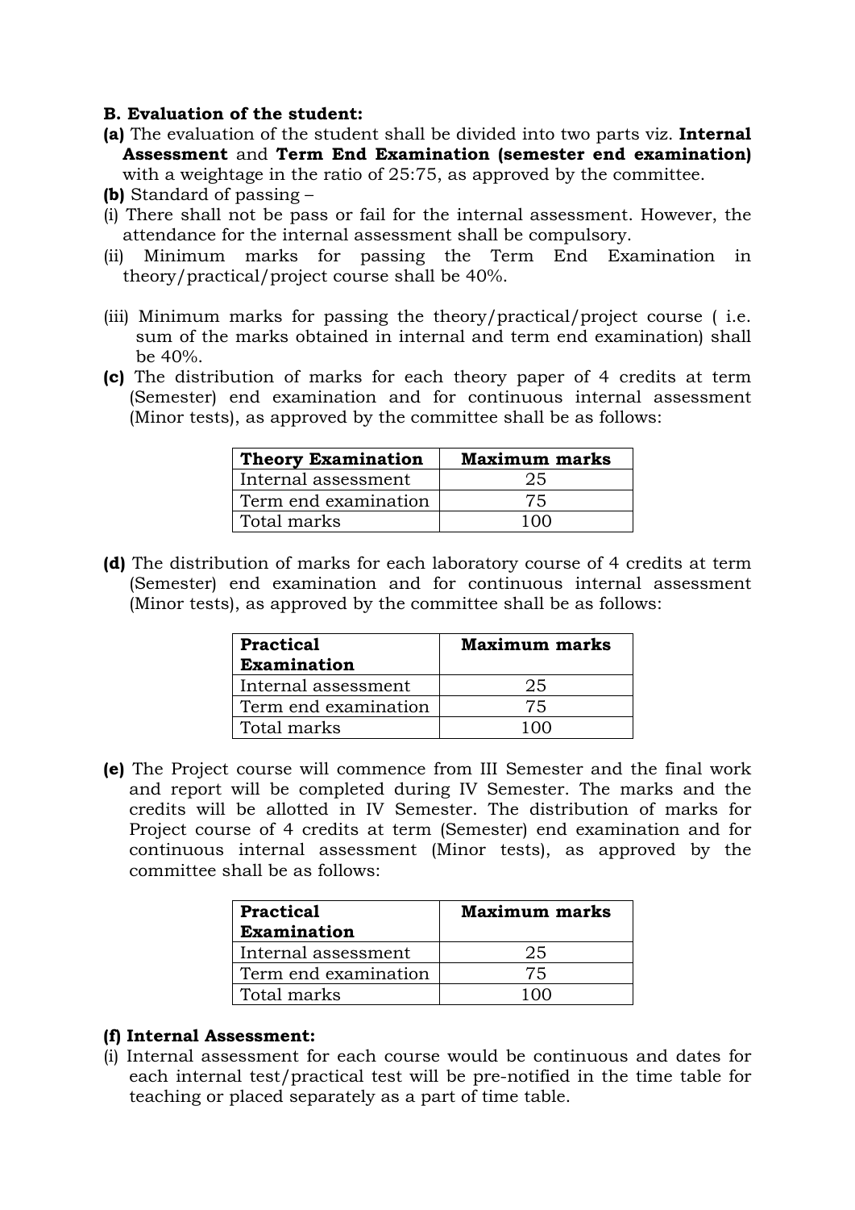**B. Evaluation of the student:**

**(a)** The evaluation of the student shall be divided into two parts viz. **Internal Assessment** and **Term End Examination (semester end examination)** with a weightage in the ratio of 25:75, as approved by the committee.

**(b)** Standard of passing –

(i) There shall not be pass or fail for the internal assessment. However, the attendance for the internal assessment shall be compulsory.

(ii) Minimum marks for passing the Term End Examination in theory/practical/project course shall be 40%.

(iii) Minimum marks for passing the theory/practical/project course ( i.e. sum of the marks obtained in internal and term end examination) shall be 40%.

**(c)** The distribution of marks for each theory paper of 4 credits at term (Semester) end examination and for continuous internal assessment (Minor tests), as approved by the committee shall be as follows:

| **Theory Examination** | **Maximum marks** |
|---|---|
| Internal assessment | 25 |
| Term end examination | 75 |
| Total marks | 100 |

**(d)** The distribution of marks for each laboratory course of 4 credits at term (Semester) end examination and for continuous internal assessment (Minor tests), as approved by the committee shall be as follows:

| **Practical Examination** | **Maximum marks** |
|---|---|
| Internal assessment | 25 |
| Term end examination | 75 |
| Total marks | 100 |

**(e)** The Project course will commence from III Semester and the final work and report will be completed during IV Semester. The marks and the credits will be allotted in IV Semester. The distribution of marks for Project course of 4 credits at term (Semester) end examination and for continuous internal assessment (Minor tests), as approved by the committee shall be as follows:

| **Practical Examination** | **Maximum marks** |
|---|---|
| Internal assessment | 25 |
| Term end examination | 75 |
| Total marks | 100 |

**(f) Internal Assessment:**

(i) Internal assessment for each course would be continuous and dates for each internal test/practical test will be pre-notified in the time table for teaching or placed separately as a part of time table.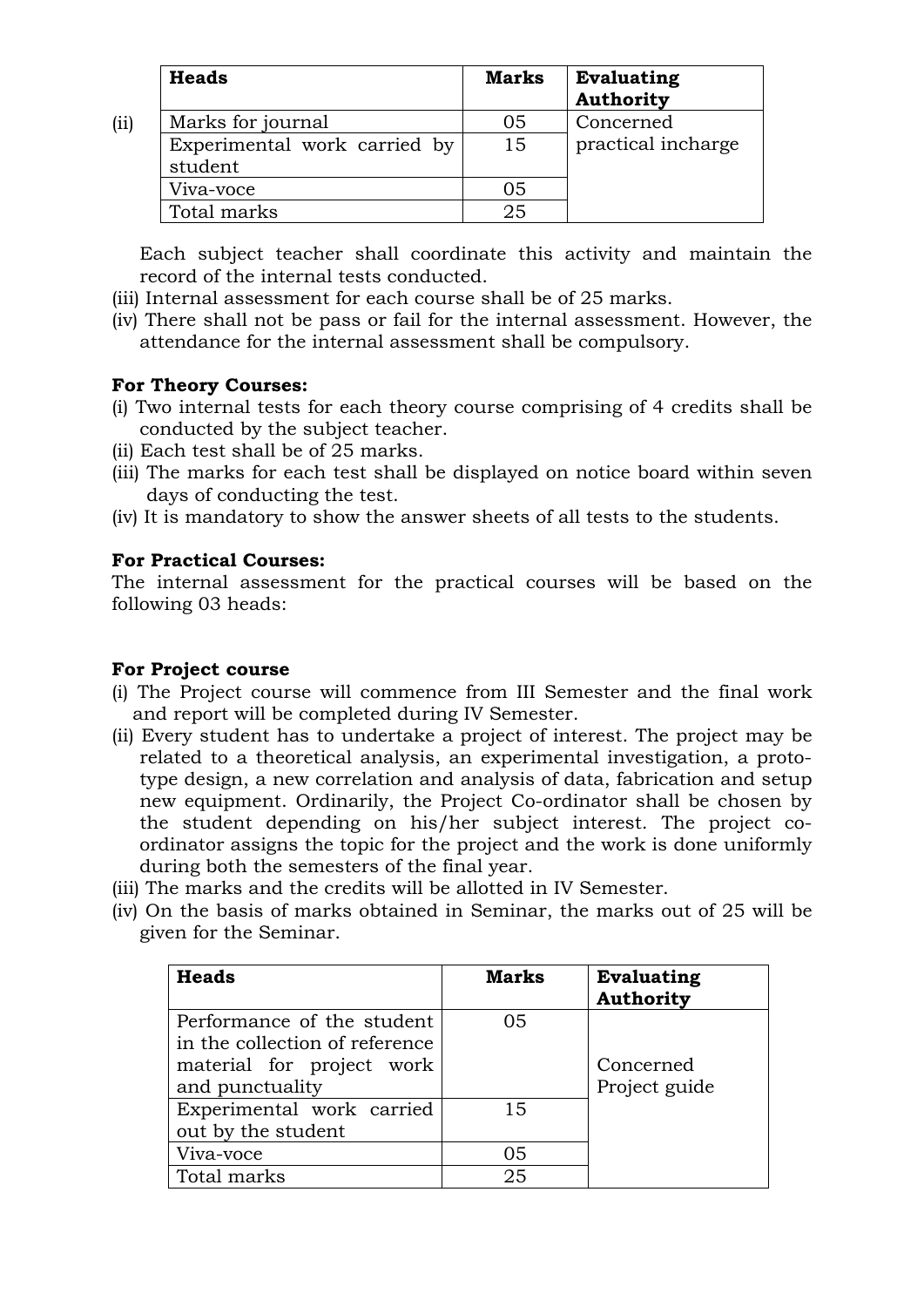(ii)

| Heads | Marks | Evaluating Authority |
|---|---|---|
| Marks for journal | 05 | Concerned practical incharge |
| Experimental work carried by student | 15 | |
| Viva-voce | 05 | |
| Total marks | 25 | |

Each subject teacher shall coordinate this activity and maintain the record of the internal tests conducted.

(iii) Internal assessment for each course shall be of 25 marks.

(iv) There shall not be pass or fail for the internal assessment. However, the attendance for the internal assessment shall be compulsory.

**For Theory Courses:**

(i) Two internal tests for each theory course comprising of 4 credits shall be conducted by the subject teacher.

(ii) Each test shall be of 25 marks.

(iii) The marks for each test shall be displayed on notice board within seven days of conducting the test.

(iv) It is mandatory to show the answer sheets of all tests to the students.

**For Practical Courses:**

The internal assessment for the practical courses will be based on the following 03 heads:

**For Project course**

(i) The Project course will commence from III Semester and the final work and report will be completed during IV Semester.

(ii) Every student has to undertake a project of interest. The project may be related to a theoretical analysis, an experimental investigation, a proto-type design, a new correlation and analysis of data, fabrication and setup new equipment. Ordinarily, the Project Co-ordinator shall be chosen by the student depending on his/her subject interest. The project co-ordinator assigns the topic for the project and the work is done uniformly during both the semesters of the final year.

(iii) The marks and the credits will be allotted in IV Semester.

(iv) On the basis of marks obtained in Seminar, the marks out of 25 will be given for the Seminar.

| Heads | Marks | Evaluating Authority |
|---|---|---|
| Performance of the student in the collection of reference material for project work and punctuality | 05 | Concerned Project guide |
| Experimental work carried out by the student | 15 | |
| Viva-voce | 05 | |
| Total marks | 25 | |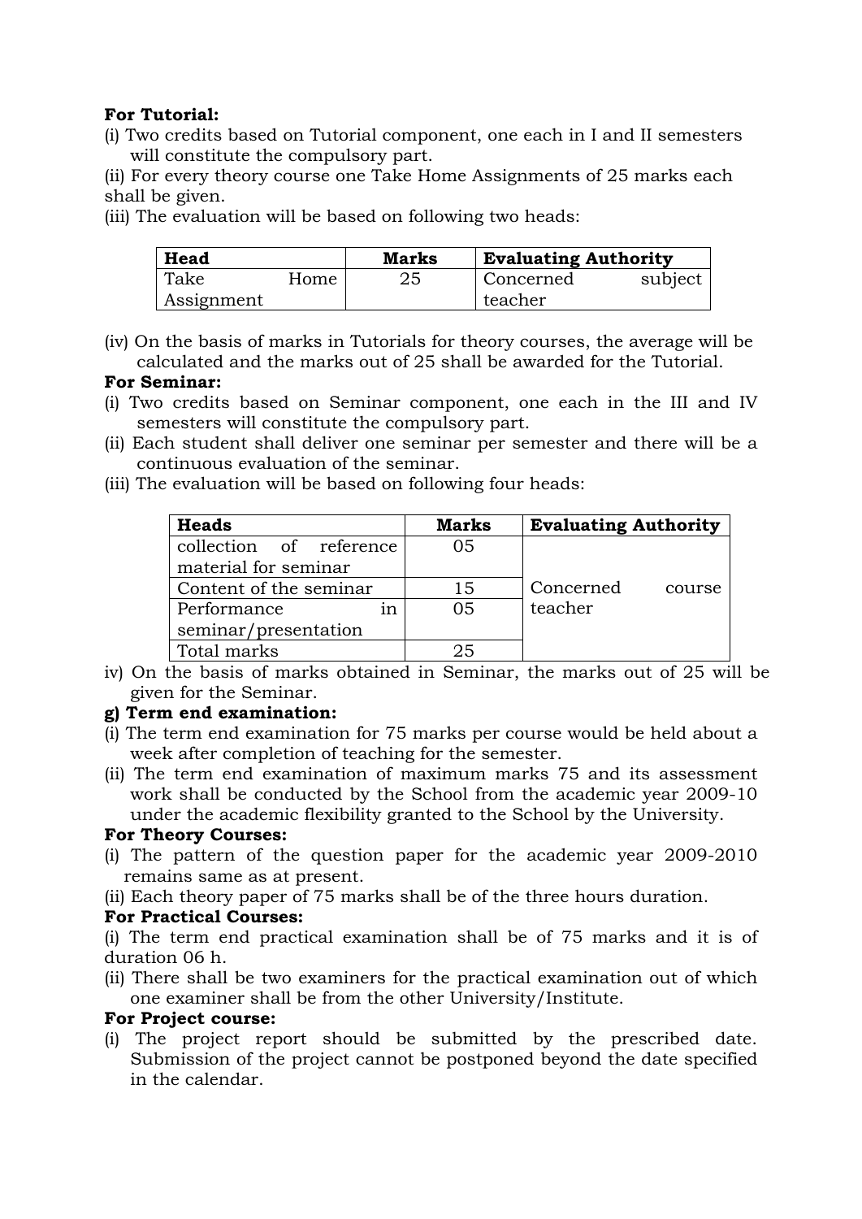**For Tutorial:**

(i) Two credits based on Tutorial component, one each in I and II semesters will constitute the compulsory part.

(ii) For every theory course one Take Home Assignments of 25 marks each shall be given.

(iii) The evaluation will be based on following two heads:

| Head | Marks | Evaluating Authority |
|---|---|---|
| Take Home Assignment | 25 | Concerned subject teacher |

(iv) On the basis of marks in Tutorials for theory courses, the average will be calculated and the marks out of 25 shall be awarded for the Tutorial.

**For Seminar:**

(i) Two credits based on Seminar component, one each in the III and IV semesters will constitute the compulsory part.

(ii) Each student shall deliver one seminar per semester and there will be a continuous evaluation of the seminar.

(iii) The evaluation will be based on following four heads:

| Heads | Marks | Evaluating Authority |
|---|---|---|
| collection of reference material for seminar | 05 | Concerned course teacher |
| Content of the seminar | 15 | |
| Performance in seminar/presentation | 05 | |
| Total marks | 25 | |

iv) On the basis of marks obtained in Seminar, the marks out of 25 will be given for the Seminar.

**g) Term end examination:**

(i) The term end examination for 75 marks per course would be held about a week after completion of teaching for the semester.

(ii) The term end examination of maximum marks 75 and its assessment work shall be conducted by the School from the academic year 2009-10 under the academic flexibility granted to the School by the University.

**For Theory Courses:**

(i) The pattern of the question paper for the academic year 2009-2010 remains same as at present.

(ii) Each theory paper of 75 marks shall be of the three hours duration.

**For Practical Courses:**

(i) The term end practical examination shall be of 75 marks and it is of duration 06 h.

(ii) There shall be two examiners for the practical examination out of which one examiner shall be from the other University/Institute.

**For Project course:**

(i) The project report should be submitted by the prescribed date. Submission of the project cannot be postponed beyond the date specified in the calendar.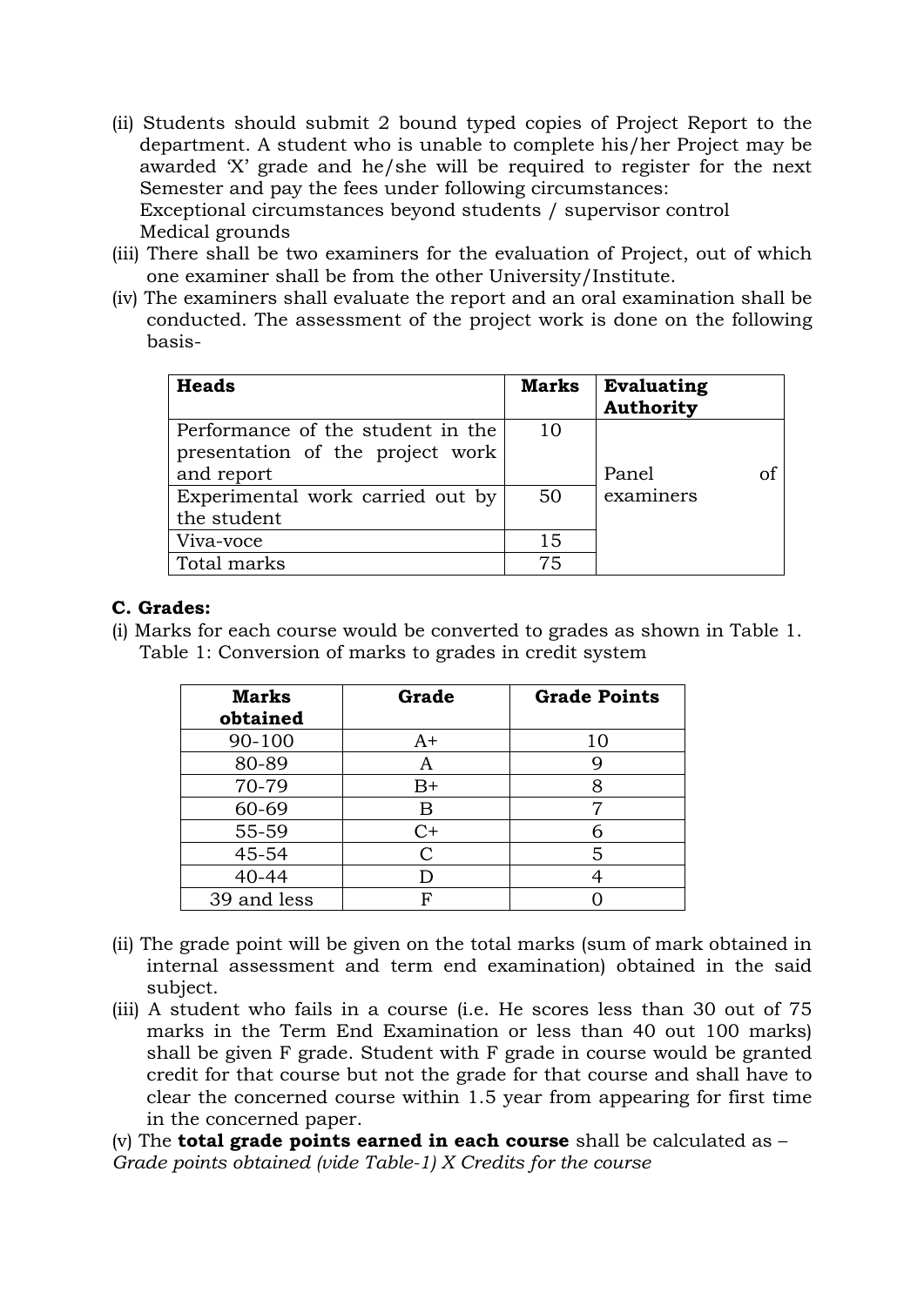(ii) Students should submit 2 bound typed copies of Project Report to the department. A student who is unable to complete his/her Project may be awarded 'X' grade and he/she will be required to register for the next Semester and pay the fees under following circumstances:
Exceptional circumstances beyond students / supervisor control
Medical grounds

(iii) There shall be two examiners for the evaluation of Project, out of which one examiner shall be from the other University/Institute.

(iv) The examiners shall evaluate the report and an oral examination shall be conducted. The assessment of the project work is done on the following basis-

| **Heads** | **Marks** | **Evaluating Authority** |
|---|---|---|
| Performance of the student in the presentation of the project work and report | 10 | Panel of examiners |
| Experimental work carried out by the student | 50 | |
| Viva-voce | 15 | |
| Total marks | 75 | |

**C. Grades:**

(i) Marks for each course would be converted to grades as shown in Table 1.
Table 1: Conversion of marks to grades in credit system

| **Marks obtained** | **Grade** | **Grade Points** |
|---|---|---|
| 90-100 | A+ | 10 |
| 80-89 | A | 9 |
| 70-79 | B+ | 8 |
| 60-69 | B | 7 |
| 55-59 | C+ | 6 |
| 45-54 | C | 5 |
| 40-44 | D | 4 |
| 39 and less | F | 0 |

(ii) The grade point will be given on the total marks (sum of mark obtained in internal assessment and term end examination) obtained in the said subject.

(iii) A student who fails in a course (i.e. He scores less than 30 out of 75 marks in the Term End Examination or less than 40 out 100 marks) shall be given F grade. Student with F grade in course would be granted credit for that course but not the grade for that course and shall have to clear the concerned course within 1.5 year from appearing for first time in the concerned paper.

(v) The **total grade points earned in each course** shall be calculated as –
*Grade points obtained (vide Table-1) X Credits for the course*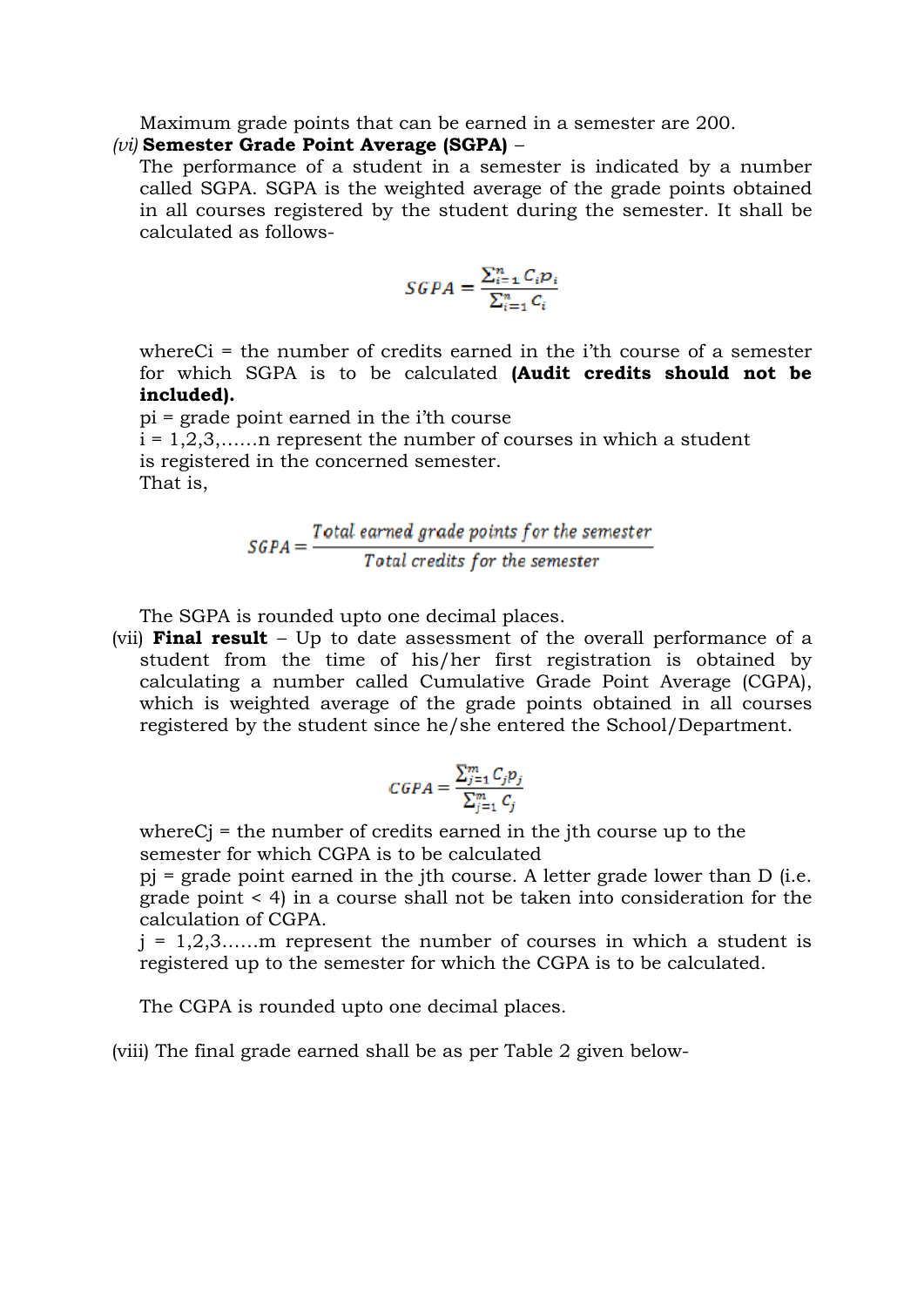Maximum grade points that can be earned in a semester are 200.

*(vi)* **Semester Grade Point Average (SGPA)** –

The performance of a student in a semester is indicated by a number called SGPA. SGPA is the weighted average of the grade points obtained in all courses registered by the student during the semester. It shall be calculated as follows-

$$SGPA = \frac{\sum_{i=1}^{n} C_i p_i}{\sum_{i=1}^{n} C_i}$$

where $C_i$ = the number of credits earned in the i'th course of a semester for which SGPA is to be calculated **(Audit credits should not be included).**

$p_i$ = grade point earned in the i'th course

i = 1,2,3,......n represent the number of courses in which a student is registered in the concerned semester.

That is,

$$SGPA = \frac{\text{Total earned grade points for the semester}}{\text{Total credits for the semester}}$$

The SGPA is rounded upto one decimal places.

(vii) **Final result** – Up to date assessment of the overall performance of a student from the time of his/her first registration is obtained by calculating a number called Cumulative Grade Point Average (CGPA), which is weighted average of the grade points obtained in all courses registered by the student since he/she entered the School/Department.

$$CGPA = \frac{\sum_{j=1}^{m} C_j p_j}{\sum_{j=1}^{m} C_j}$$

where $C_j$ = the number of credits earned in the jth course up to the semester for which CGPA is to be calculated

$p_j$ = grade point earned in the jth course. A letter grade lower than D (i.e. grade point < 4) in a course shall not be taken into consideration for the calculation of CGPA.

j = 1,2,3......m represent the number of courses in which a student is registered up to the semester for which the CGPA is to be calculated.

The CGPA is rounded upto one decimal places.

(viii) The final grade earned shall be as per Table 2 given below-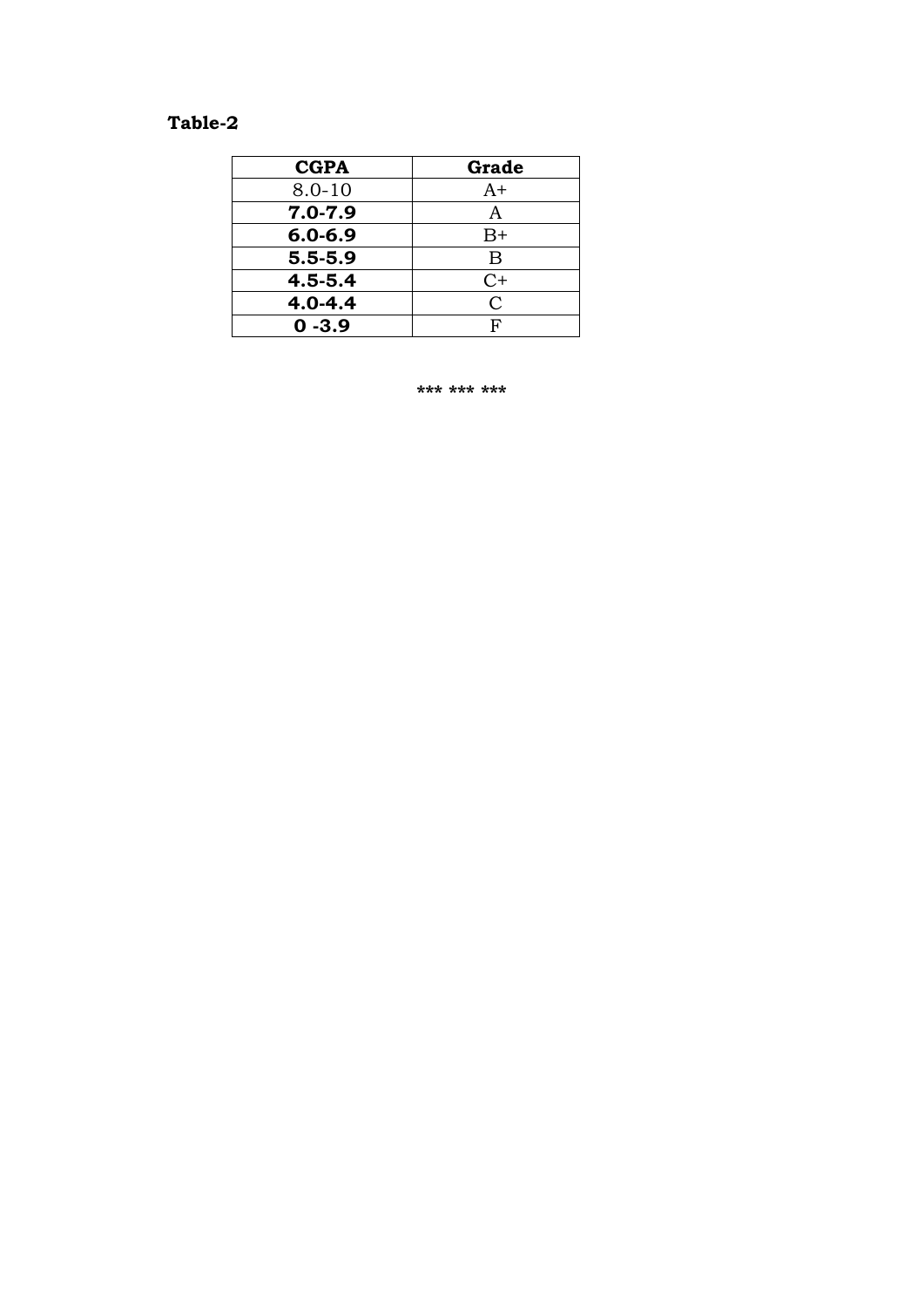**Table-2**

| CGPA | Grade |
|---|---|
| 8.0-10 | A+ |
| **7.0-7.9** | A |
| **6.0-6.9** | B+ |
| **5.5-5.9** | B |
| **4.5-5.4** | C+ |
| **4.0-4.4** | C |
| **0 -3.9** | F |

*** *** ***